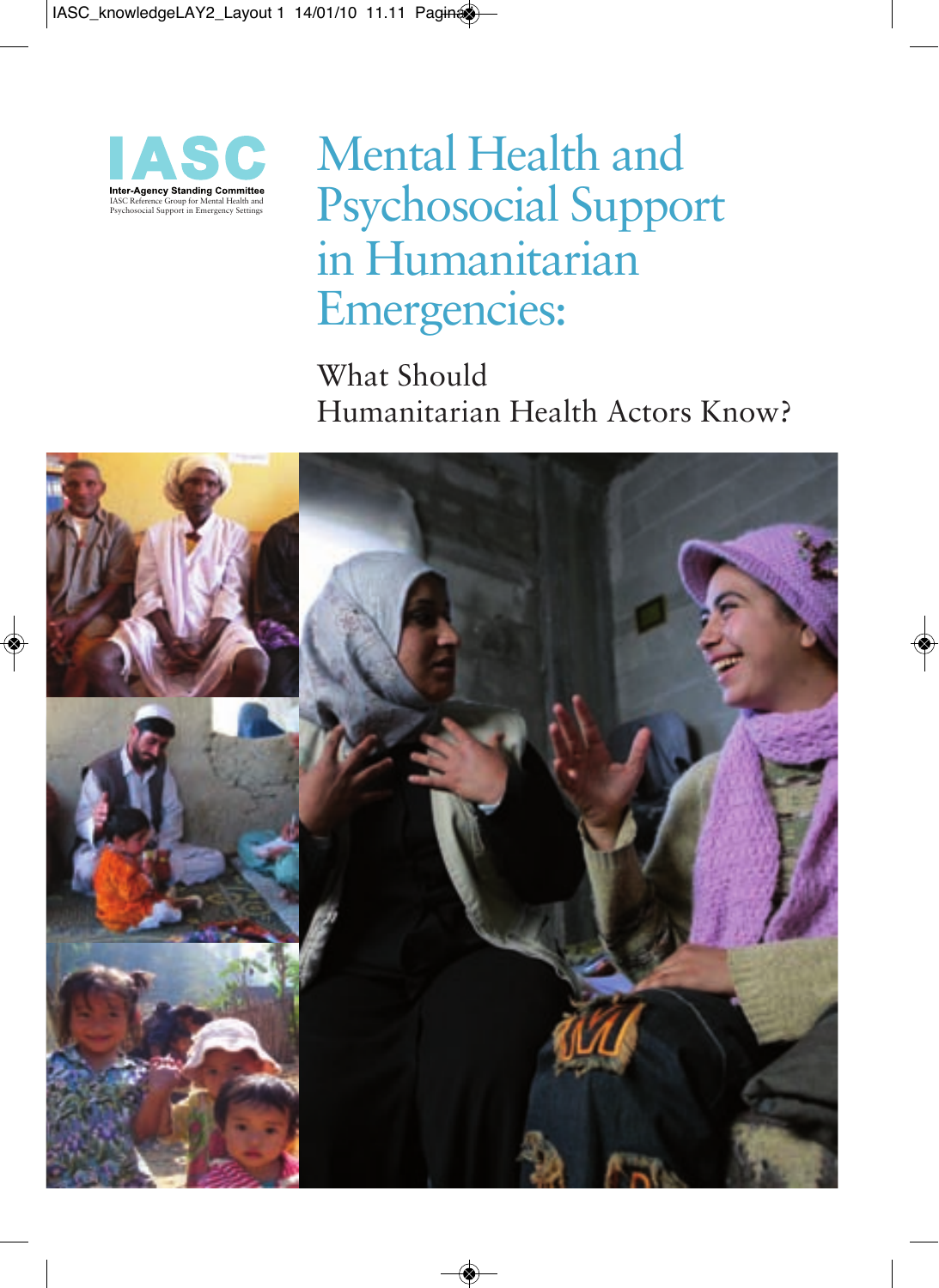IASC

**Inter-Agency Standing Committee**
IASC Reference Group for Mental Health and Psychosocial Support in Emergency Settings

# Mental Health and Psychosocial Support in Humanitarian Emergencies:

## What Should Humanitarian Health Actors Know?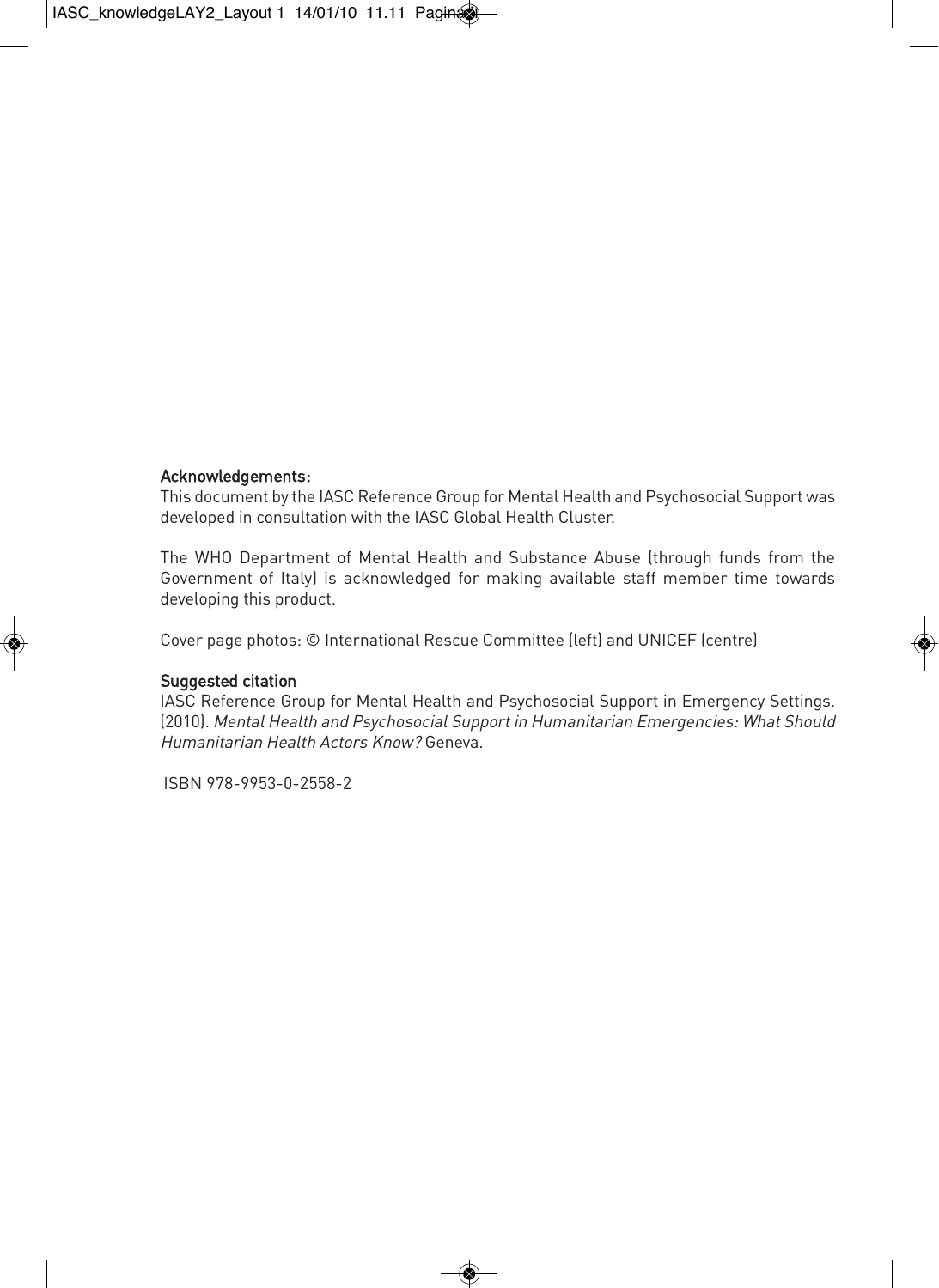**Acknowledgements:**

This document by the IASC Reference Group for Mental Health and Psychosocial Support was developed in consultation with the IASC Global Health Cluster.

The WHO Department of Mental Health and Substance Abuse (through funds from the Government of Italy) is acknowledged for making available staff member time towards developing this product.

Cover page photos: © International Rescue Committee (left) and UNICEF (centre)

**Suggested citation**

IASC Reference Group for Mental Health and Psychosocial Support in Emergency Settings. (2010). *Mental Health and Psychosocial Support in Humanitarian Emergencies: What Should Humanitarian Health Actors Know?* Geneva.

ISBN 978-9953-0-2558-2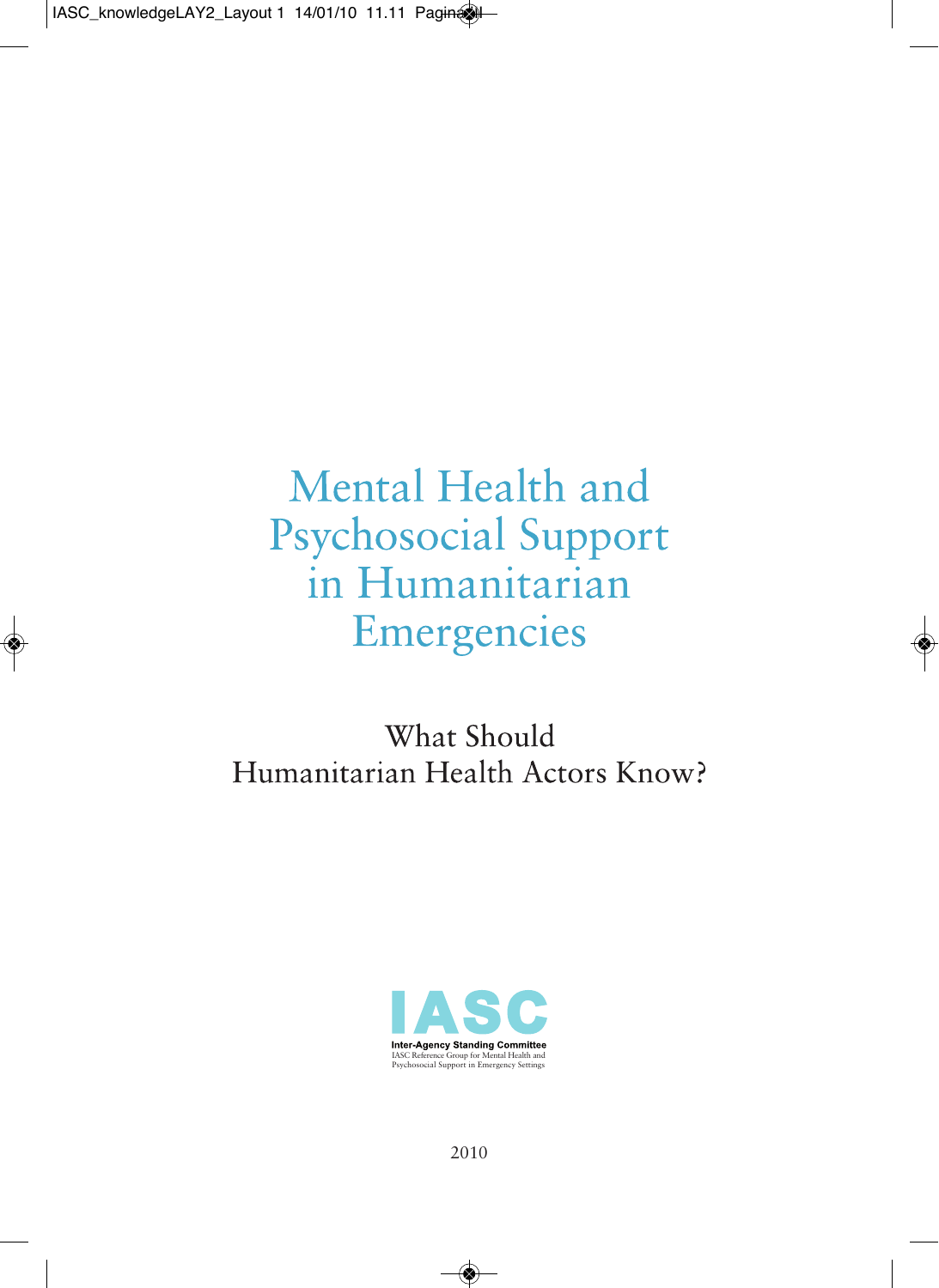# Mental Health and Psychosocial Support in Humanitarian Emergencies

## What Should Humanitarian Health Actors Know?

**IASC**

**Inter-Agency Standing Committee**
IASC Reference Group for Mental Health and Psychosocial Support in Emergency Settings

2010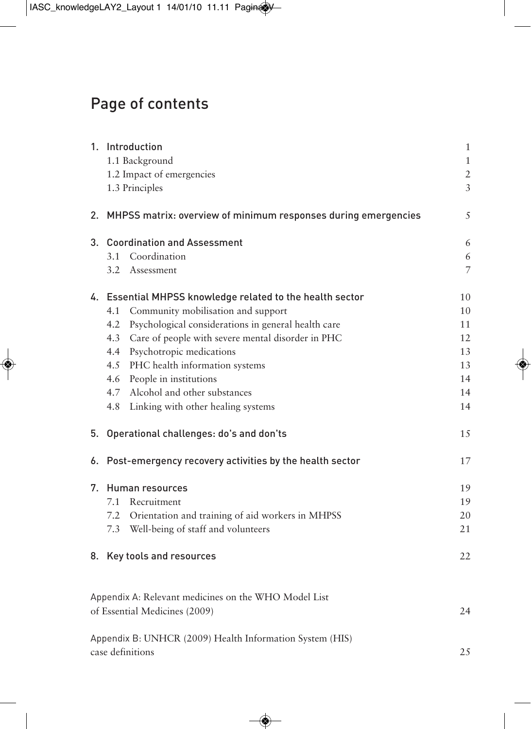# Page of contents

| | | |
|---|---|---|
| **1.** | **Introduction** | 1 |
| | 1.1 Background | 1 |
| | 1.2 Impact of emergencies | 2 |
| | 1.3 Principles | 3 |
| **2.** | **MHPSS matrix: overview of minimum responses during emergencies** | 5 |
| **3.** | **Coordination and Assessment** | 6 |
| | 3.1 Coordination | 6 |
| | 3.2 Assessment | 7 |
| **4.** | **Essential MHPSS knowledge related to the health sector** | 10 |
| | 4.1 Community mobilisation and support | 10 |
| | 4.2 Psychological considerations in general health care | 11 |
| | 4.3 Care of people with severe mental disorder in PHC | 12 |
| | 4.4 Psychotropic medications | 13 |
| | 4.5 PHC health information systems | 13 |
| | 4.6 People in institutions | 14 |
| | 4.7 Alcohol and other substances | 14 |
| | 4.8 Linking with other healing systems | 14 |
| **5.** | **Operational challenges: do's and don'ts** | 15 |
| **6.** | **Post-emergency recovery activities by the health sector** | 17 |
| **7.** | **Human resources** | 19 |
| | 7.1 Recruitment | 19 |
| | 7.2 Orientation and training of aid workers in MHPSS | 20 |
| | 7.3 Well-being of staff and volunteers | 21 |
| **8.** | **Key tools and resources** | 22 |
| | Appendix A: Relevant medicines on the WHO Model List of Essential Medicines (2009) | 24 |
| | Appendix B: UNHCR (2009) Health Information System (HIS) case definitions | 25 |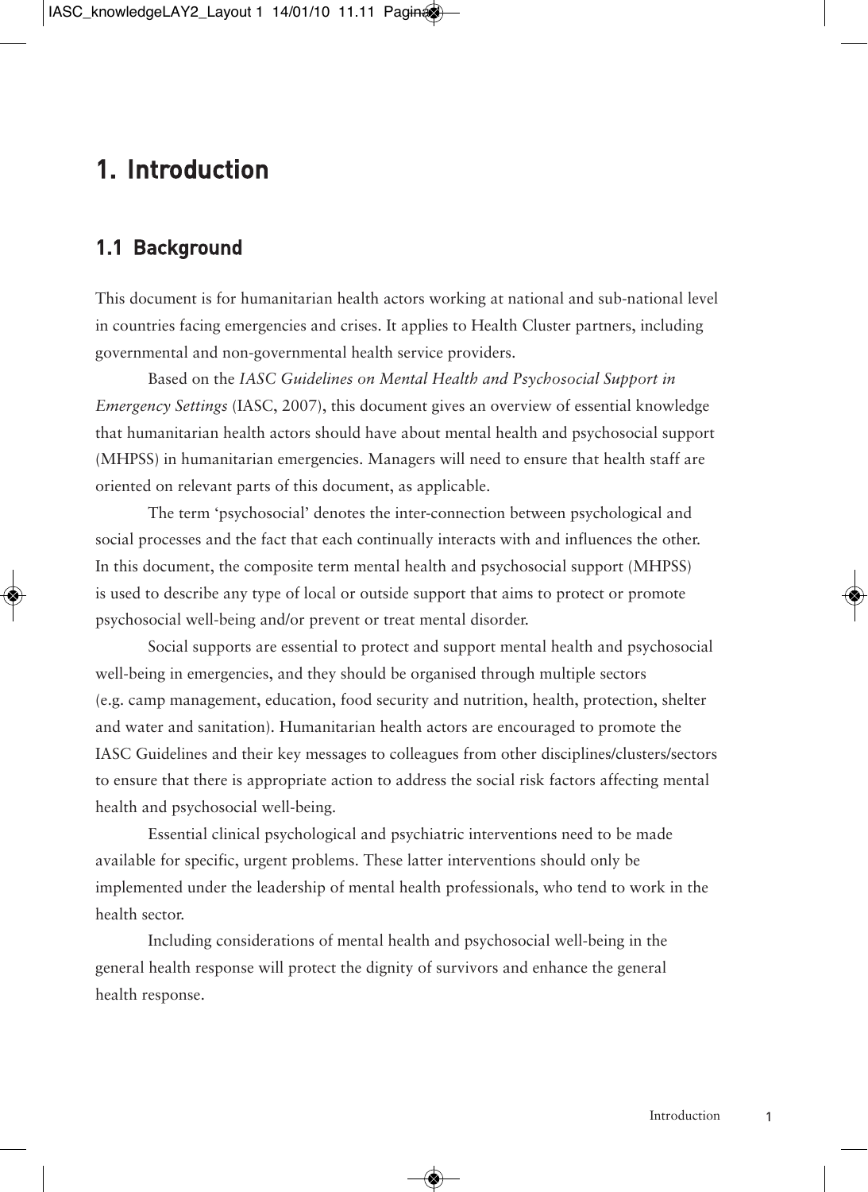# 1. Introduction

## 1.1 Background

This document is for humanitarian health actors working at national and sub-national level in countries facing emergencies and crises. It applies to Health Cluster partners, including governmental and non-governmental health service providers.

Based on the *IASC Guidelines on Mental Health and Psychosocial Support in Emergency Settings* (IASC, 2007), this document gives an overview of essential knowledge that humanitarian health actors should have about mental health and psychosocial support (MHPSS) in humanitarian emergencies. Managers will need to ensure that health staff are oriented on relevant parts of this document, as applicable.

The term 'psychosocial' denotes the inter-connection between psychological and social processes and the fact that each continually interacts with and influences the other. In this document, the composite term mental health and psychosocial support (MHPSS) is used to describe any type of local or outside support that aims to protect or promote psychosocial well-being and/or prevent or treat mental disorder.

Social supports are essential to protect and support mental health and psychosocial well-being in emergencies, and they should be organised through multiple sectors (e.g. camp management, education, food security and nutrition, health, protection, shelter and water and sanitation). Humanitarian health actors are encouraged to promote the IASC Guidelines and their key messages to colleagues from other disciplines/clusters/sectors to ensure that there is appropriate action to address the social risk factors affecting mental health and psychosocial well-being.

Essential clinical psychological and psychiatric interventions need to be made available for specific, urgent problems. These latter interventions should only be implemented under the leadership of mental health professionals, who tend to work in the health sector.

Including considerations of mental health and psychosocial well-being in the general health response will protect the dignity of survivors and enhance the general health response.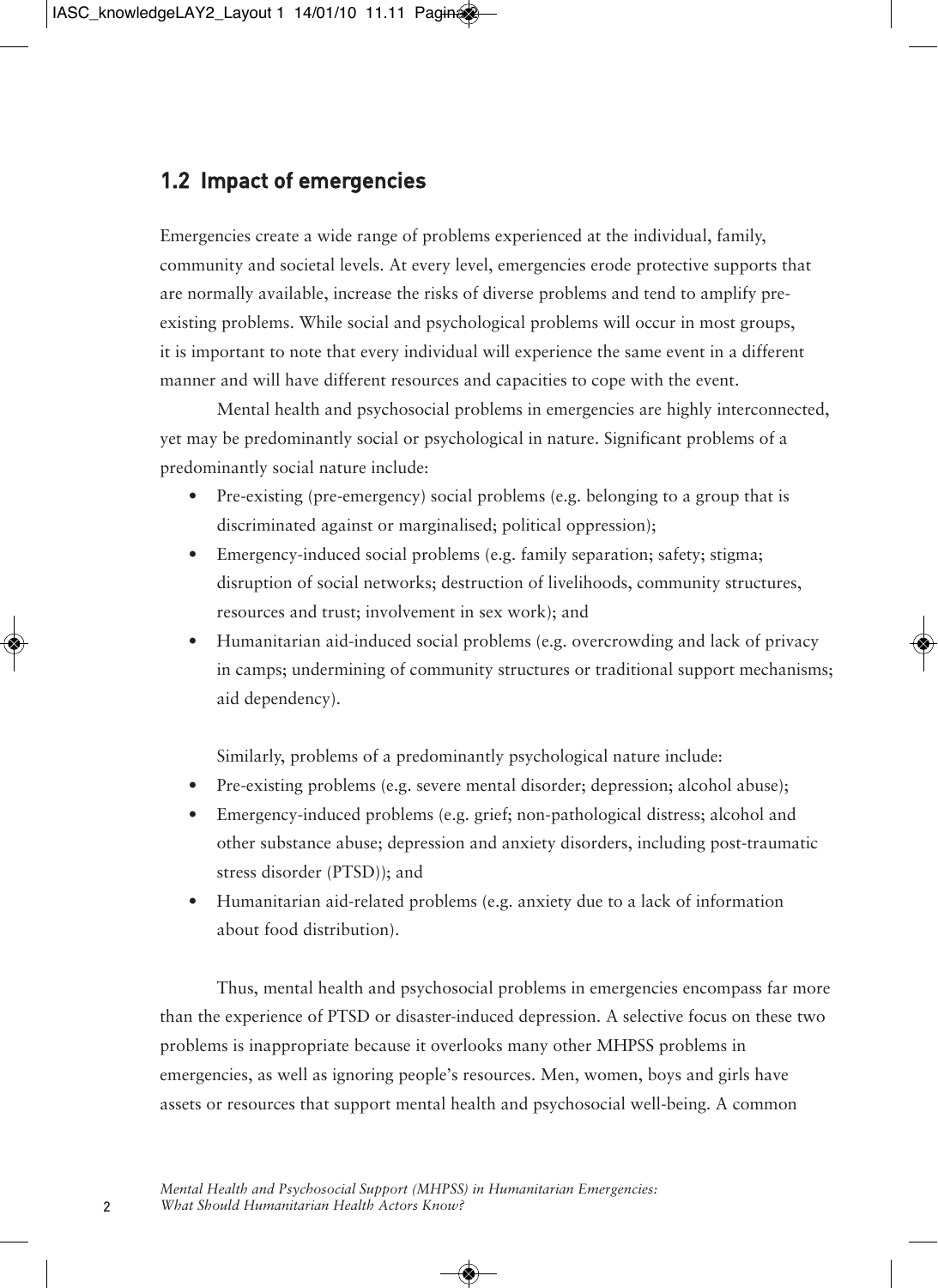## 1.2 Impact of emergencies

Emergencies create a wide range of problems experienced at the individual, family, community and societal levels. At every level, emergencies erode protective supports that are normally available, increase the risks of diverse problems and tend to amplify pre-existing problems. While social and psychological problems will occur in most groups, it is important to note that every individual will experience the same event in a different manner and will have different resources and capacities to cope with the event.

Mental health and psychosocial problems in emergencies are highly interconnected, yet may be predominantly social or psychological in nature. Significant problems of a predominantly social nature include:

- Pre-existing (pre-emergency) social problems (e.g. belonging to a group that is discriminated against or marginalised; political oppression);
- Emergency-induced social problems (e.g. family separation; safety; stigma; disruption of social networks; destruction of livelihoods, community structures, resources and trust; involvement in sex work); and
- Humanitarian aid-induced social problems (e.g. overcrowding and lack of privacy in camps; undermining of community structures or traditional support mechanisms; aid dependency).

Similarly, problems of a predominantly psychological nature include:

- Pre-existing problems (e.g. severe mental disorder; depression; alcohol abuse);
- Emergency-induced problems (e.g. grief; non-pathological distress; alcohol and other substance abuse; depression and anxiety disorders, including post-traumatic stress disorder (PTSD)); and
- Humanitarian aid-related problems (e.g. anxiety due to a lack of information about food distribution).

Thus, mental health and psychosocial problems in emergencies encompass far more than the experience of PTSD or disaster-induced depression. A selective focus on these two problems is inappropriate because it overlooks many other MHPSS problems in emergencies, as well as ignoring people's resources. Men, women, boys and girls have assets or resources that support mental health and psychosocial well-being. A common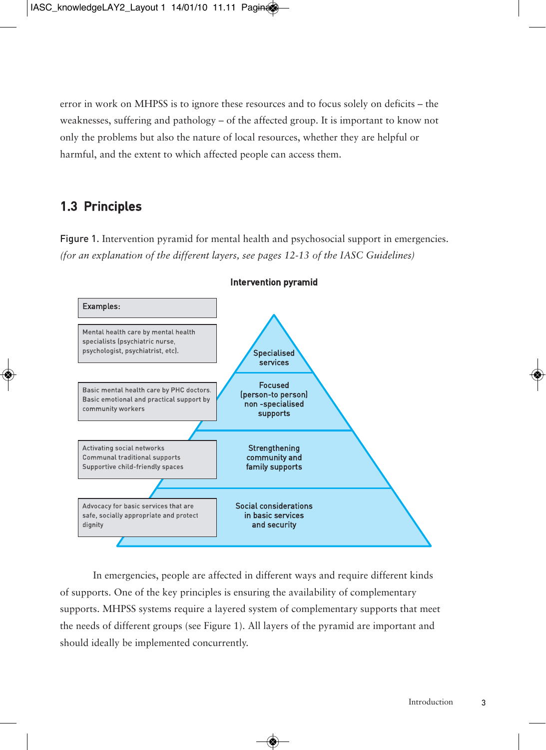error in work on MHPSS is to ignore these resources and to focus solely on deficits – the weaknesses, suffering and pathology – of the affected group. It is important to know not only the problems but also the nature of local resources, whether they are helpful or harmful, and the extent to which affected people can access them.

## 1.3 Principles

Figure 1. Intervention pyramid for mental health and psychosocial support in emergencies. *(for an explanation of the different layers, see pages 12-13 of the IASC Guidelines)*

**Intervention pyramid**

| Examples: | Pyramid layer |
|---|---|
| Mental health care by mental health specialists (psychiatric nurse, psychologist, psychiatrist, etc). | Specialised services |
| Basic mental health care by PHC doctors. Basic emotional and practical support by community workers | Focused (person-to person) non -specialised supports |
| Activating social networks<br>Communal traditional supports<br>Supportive child-friendly spaces | Strengthening community and family supports |
| Advocacy for basic services that are safe, socially appropriate and protect dignity | Social considerations in basic services and security |

In emergencies, people are affected in different ways and require different kinds of supports. One of the key principles is ensuring the availability of complementary supports. MHPSS systems require a layered system of complementary supports that meet the needs of different groups (see Figure 1). All layers of the pyramid are important and should ideally be implemented concurrently.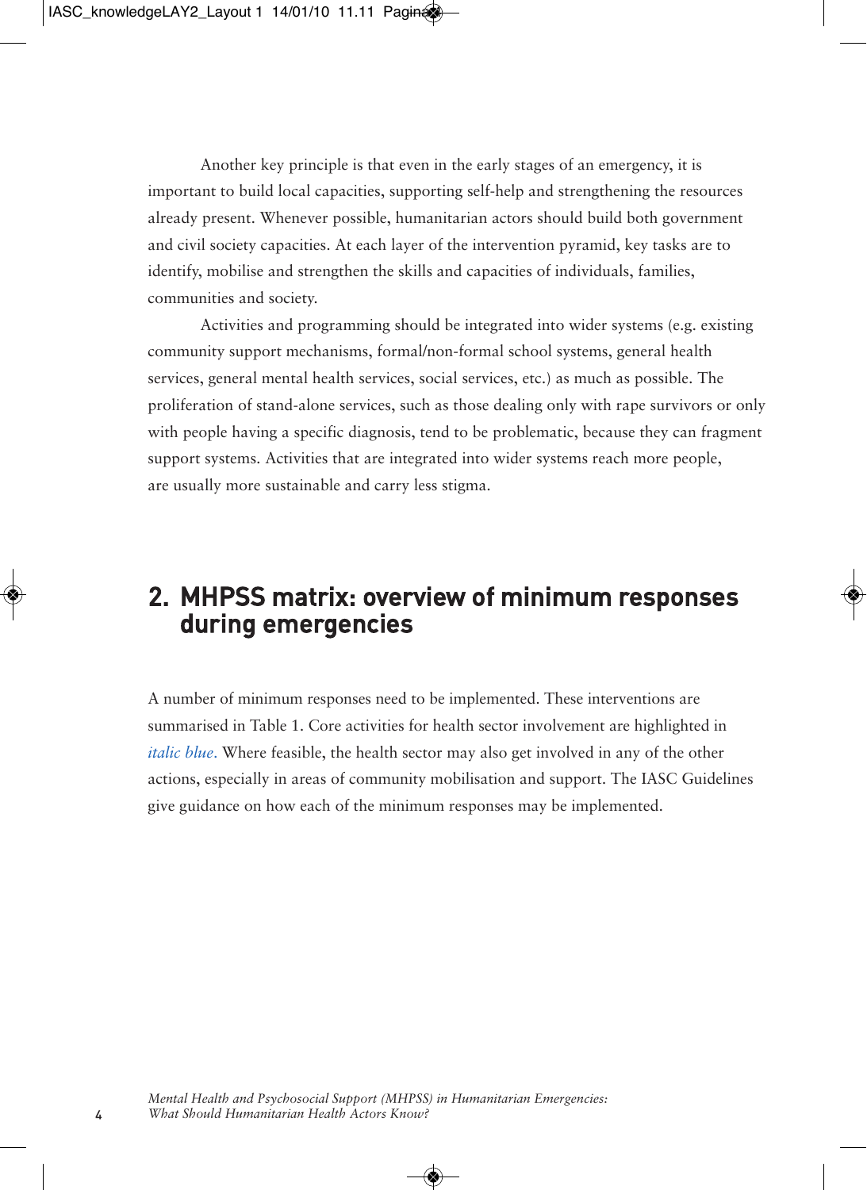Another key principle is that even in the early stages of an emergency, it is important to build local capacities, supporting self-help and strengthening the resources already present. Whenever possible, humanitarian actors should build both government and civil society capacities. At each layer of the intervention pyramid, key tasks are to identify, mobilise and strengthen the skills and capacities of individuals, families, communities and society.

Activities and programming should be integrated into wider systems (e.g. existing community support mechanisms, formal/non-formal school systems, general health services, general mental health services, social services, etc.) as much as possible. The proliferation of stand-alone services, such as those dealing only with rape survivors or only with people having a specific diagnosis, tend to be problematic, because they can fragment support systems. Activities that are integrated into wider systems reach more people, are usually more sustainable and carry less stigma.

## 2. MHPSS matrix: overview of minimum responses during emergencies

A number of minimum responses need to be implemented. These interventions are summarised in Table 1. Core activities for health sector involvement are highlighted in *italic blue*. Where feasible, the health sector may also get involved in any of the other actions, especially in areas of community mobilisation and support. The IASC Guidelines give guidance on how each of the minimum responses may be implemented.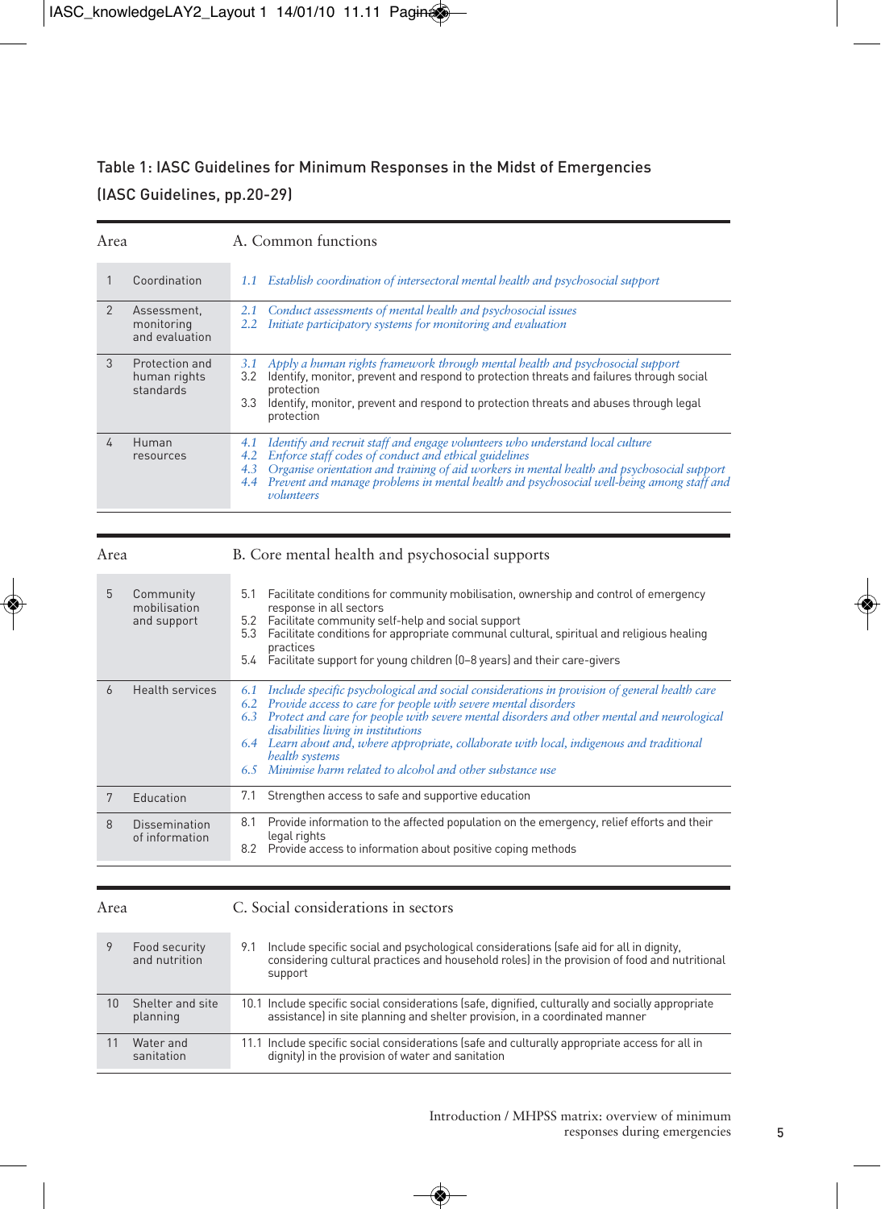Table 1: IASC Guidelines for Minimum Responses in the Midst of Emergencies (IASC Guidelines, pp.20-29)

| Area | | A. Common functions |
|---|---|---|
| 1 | Coordination | *1.1 Establish coordination of intersectoral mental health and psychosocial support* |
| 2 | Assessment, monitoring and evaluation | *2.1 Conduct assessments of mental health and psychosocial issues*<br>*2.2 Initiate participatory systems for monitoring and evaluation* |
| 3 | Protection and human rights standards | *3.1 Apply a human rights framework through mental health and psychosocial support*<br>3.2 Identify, monitor, prevent and respond to protection threats and failures through social protection<br>3.3 Identify, monitor, prevent and respond to protection threats and abuses through legal protection |
| 4 | Human resources | *4.1 Identify and recruit staff and engage volunteers who understand local culture*<br>*4.2 Enforce staff codes of conduct and ethical guidelines*<br>*4.3 Organise orientation and training of aid workers in mental health and psychosocial support*<br>*4.4 Prevent and manage problems in mental health and psychosocial well-being among staff and volunteers* |

| Area | | B. Core mental health and psychosocial supports |
|---|---|---|
| 5 | Community mobilisation and support | 5.1 Facilitate conditions for community mobilisation, ownership and control of emergency response in all sectors<br>5.2 Facilitate community self-help and social support<br>5.3 Facilitate conditions for appropriate communal cultural, spiritual and religious healing practices<br>5.4 Facilitate support for young children (0–8 years) and their care-givers |
| 6 | Health services | *6.1 Include specific psychological and social considerations in provision of general health care*<br>*6.2 Provide access to care for people with severe mental disorders*<br>*6.3 Protect and care for people with severe mental disorders and other mental and neurological disabilities living in institutions*<br>*6.4 Learn about and, where appropriate, collaborate with local, indigenous and traditional health systems*<br>*6.5 Minimise harm related to alcohol and other substance use* |
| 7 | Education | 7.1 Strengthen access to safe and supportive education |
| 8 | Dissemination of information | 8.1 Provide information to the affected population on the emergency, relief efforts and their legal rights<br>8.2 Provide access to information about positive coping methods |

| Area | | C. Social considerations in sectors |
|---|---|---|
| 9 | Food security and nutrition | 9.1 Include specific social and psychological considerations (safe aid for all in dignity, considering cultural practices and household roles) in the provision of food and nutritional support |
| 10 | Shelter and site planning | 10.1 Include specific social considerations (safe, dignified, culturally and socially appropriate assistance) in site planning and shelter provision, in a coordinated manner |
| 11 | Water and sanitation | 11.1 Include specific social considerations (safe and culturally appropriate access for all in dignity) in the provision of water and sanitation |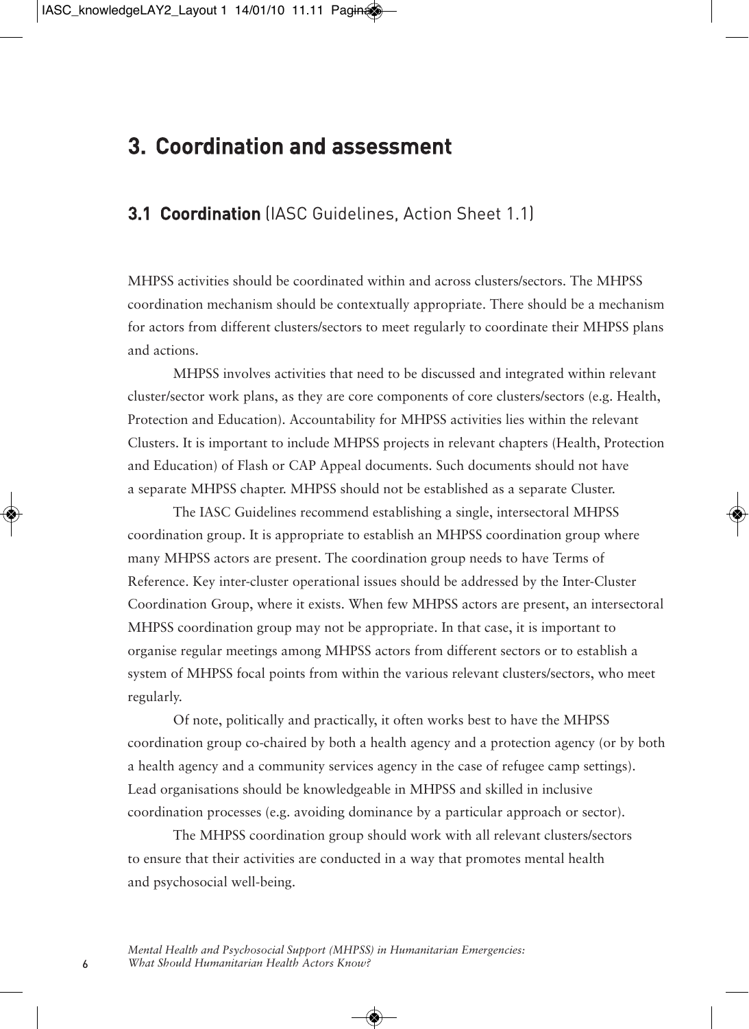# 3. Coordination and assessment

## 3.1 Coordination (IASC Guidelines, Action Sheet 1.1)

MHPSS activities should be coordinated within and across clusters/sectors. The MHPSS coordination mechanism should be contextually appropriate. There should be a mechanism for actors from different clusters/sectors to meet regularly to coordinate their MHPSS plans and actions.

MHPSS involves activities that need to be discussed and integrated within relevant cluster/sector work plans, as they are core components of core clusters/sectors (e.g. Health, Protection and Education). Accountability for MHPSS activities lies within the relevant Clusters. It is important to include MHPSS projects in relevant chapters (Health, Protection and Education) of Flash or CAP Appeal documents. Such documents should not have a separate MHPSS chapter. MHPSS should not be established as a separate Cluster.

The IASC Guidelines recommend establishing a single, intersectoral MHPSS coordination group. It is appropriate to establish an MHPSS coordination group where many MHPSS actors are present. The coordination group needs to have Terms of Reference. Key inter-cluster operational issues should be addressed by the Inter-Cluster Coordination Group, where it exists. When few MHPSS actors are present, an intersectoral MHPSS coordination group may not be appropriate. In that case, it is important to organise regular meetings among MHPSS actors from different sectors or to establish a system of MHPSS focal points from within the various relevant clusters/sectors, who meet regularly.

Of note, politically and practically, it often works best to have the MHPSS coordination group co-chaired by both a health agency and a protection agency (or by both a health agency and a community services agency in the case of refugee camp settings). Lead organisations should be knowledgeable in MHPSS and skilled in inclusive coordination processes (e.g. avoiding dominance by a particular approach or sector).

The MHPSS coordination group should work with all relevant clusters/sectors to ensure that their activities are conducted in a way that promotes mental health and psychosocial well-being.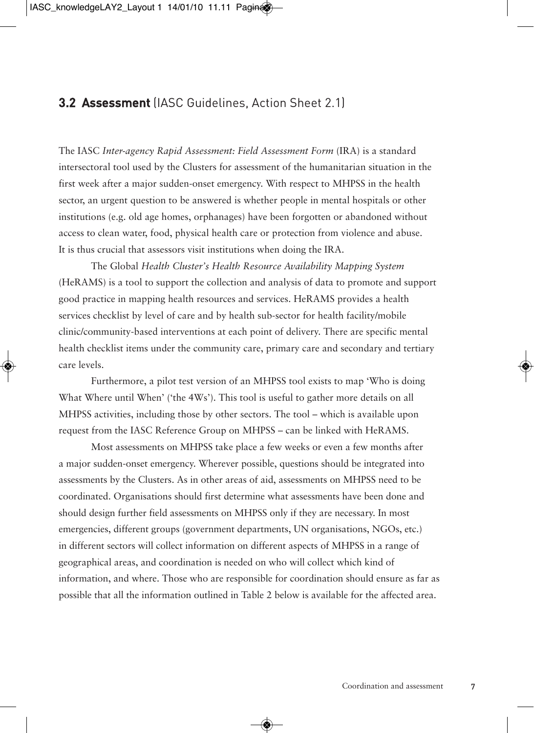## 3.2 Assessment (IASC Guidelines, Action Sheet 2.1)

The IASC *Inter-agency Rapid Assessment: Field Assessment Form* (IRA) is a standard intersectoral tool used by the Clusters for assessment of the humanitarian situation in the first week after a major sudden-onset emergency. With respect to MHPSS in the health sector, an urgent question to be answered is whether people in mental hospitals or other institutions (e.g. old age homes, orphanages) have been forgotten or abandoned without access to clean water, food, physical health care or protection from violence and abuse. It is thus crucial that assessors visit institutions when doing the IRA.

The Global *Health Cluster's Health Resource Availability Mapping System* (HeRAMS) is a tool to support the collection and analysis of data to promote and support good practice in mapping health resources and services. HeRAMS provides a health services checklist by level of care and by health sub-sector for health facility/mobile clinic/community-based interventions at each point of delivery. There are specific mental health checklist items under the community care, primary care and secondary and tertiary care levels.

Furthermore, a pilot test version of an MHPSS tool exists to map 'Who is doing What Where until When' ('the 4Ws'). This tool is useful to gather more details on all MHPSS activities, including those by other sectors. The tool – which is available upon request from the IASC Reference Group on MHPSS – can be linked with HeRAMS.

Most assessments on MHPSS take place a few weeks or even a few months after a major sudden-onset emergency. Wherever possible, questions should be integrated into assessments by the Clusters. As in other areas of aid, assessments on MHPSS need to be coordinated. Organisations should first determine what assessments have been done and should design further field assessments on MHPSS only if they are necessary. In most emergencies, different groups (government departments, UN organisations, NGOs, etc.) in different sectors will collect information on different aspects of MHPSS in a range of geographical areas, and coordination is needed on who will collect which kind of information, and where. Those who are responsible for coordination should ensure as far as possible that all the information outlined in Table 2 below is available for the affected area.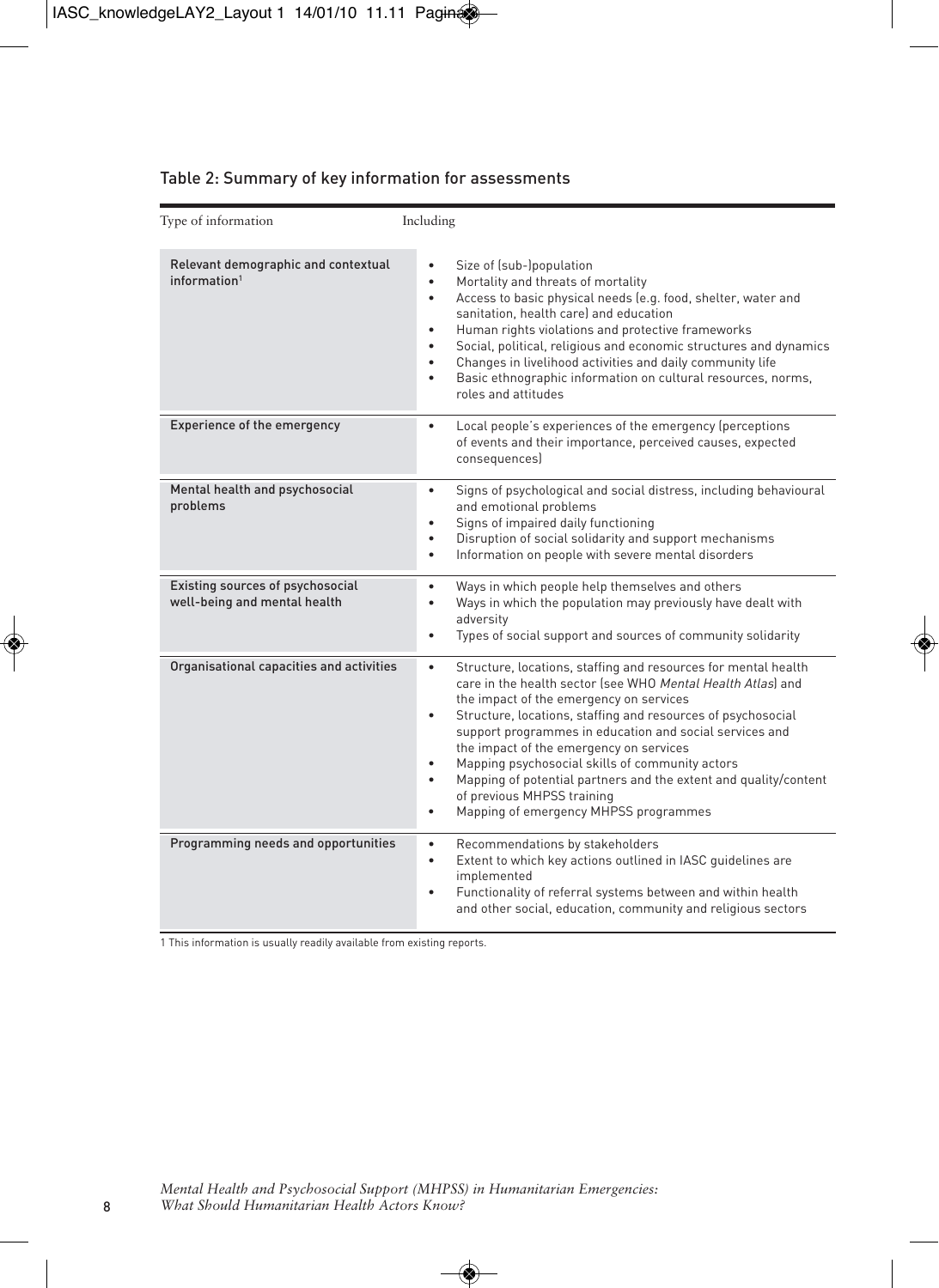## Table 2: Summary of key information for assessments

| Type of information | Including |
|---|---|
| Relevant demographic and contextual information[1] | • Size of (sub-)population<br>• Mortality and threats of mortality<br>• Access to basic physical needs (e.g. food, shelter, water and sanitation, health care) and education<br>• Human rights violations and protective frameworks<br>• Social, political, religious and economic structures and dynamics<br>• Changes in livelihood activities and daily community life<br>• Basic ethnographic information on cultural resources, norms, roles and attitudes |
| Experience of the emergency | • Local people's experiences of the emergency (perceptions of events and their importance, perceived causes, expected consequences) |
| Mental health and psychosocial problems | • Signs of psychological and social distress, including behavioural and emotional problems<br>• Signs of impaired daily functioning<br>• Disruption of social solidarity and support mechanisms<br>• Information on people with severe mental disorders |
| Existing sources of psychosocial well-being and mental health | • Ways in which people help themselves and others<br>• Ways in which the population may previously have dealt with adversity<br>• Types of social support and sources of community solidarity |
| Organisational capacities and activities | • Structure, locations, staffing and resources for mental health care in the health sector (see WHO *Mental Health Atlas*) and the impact of the emergency on services<br>• Structure, locations, staffing and resources of psychosocial support programmes in education and social services and the impact of the emergency on services<br>• Mapping psychosocial skills of community actors<br>• Mapping of potential partners and the extent and quality/content of previous MHPSS training<br>• Mapping of emergency MHPSS programmes |
| Programming needs and opportunities | • Recommendations by stakeholders<br>• Extent to which key actions outlined in IASC guidelines are implemented<br>• Functionality of referral systems between and within health and other social, education, community and religious sectors |

1 This information is usually readily available from existing reports.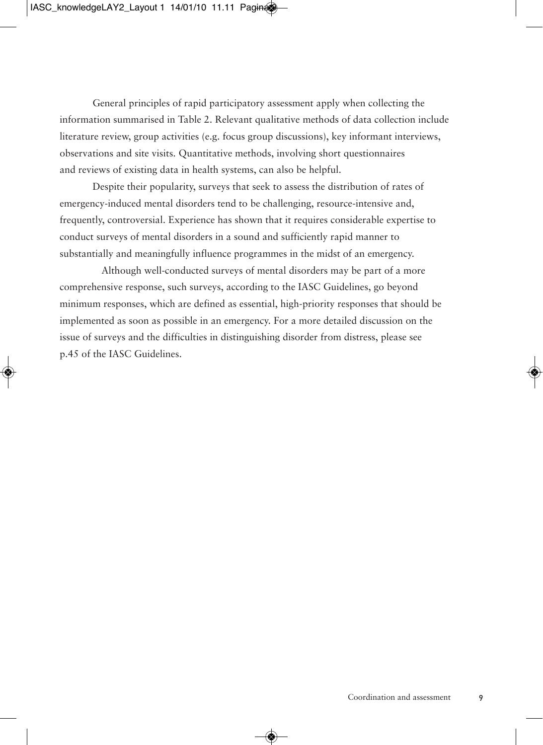General principles of rapid participatory assessment apply when collecting the information summarised in Table 2. Relevant qualitative methods of data collection include literature review, group activities (e.g. focus group discussions), key informant interviews, observations and site visits. Quantitative methods, involving short questionnaires and reviews of existing data in health systems, can also be helpful.

Despite their popularity, surveys that seek to assess the distribution of rates of emergency-induced mental disorders tend to be challenging, resource-intensive and, frequently, controversial. Experience has shown that it requires considerable expertise to conduct surveys of mental disorders in a sound and sufficiently rapid manner to substantially and meaningfully influence programmes in the midst of an emergency.

Although well-conducted surveys of mental disorders may be part of a more comprehensive response, such surveys, according to the IASC Guidelines, go beyond minimum responses, which are defined as essential, high-priority responses that should be implemented as soon as possible in an emergency. For a more detailed discussion on the issue of surveys and the difficulties in distinguishing disorder from distress, please see p.45 of the IASC Guidelines.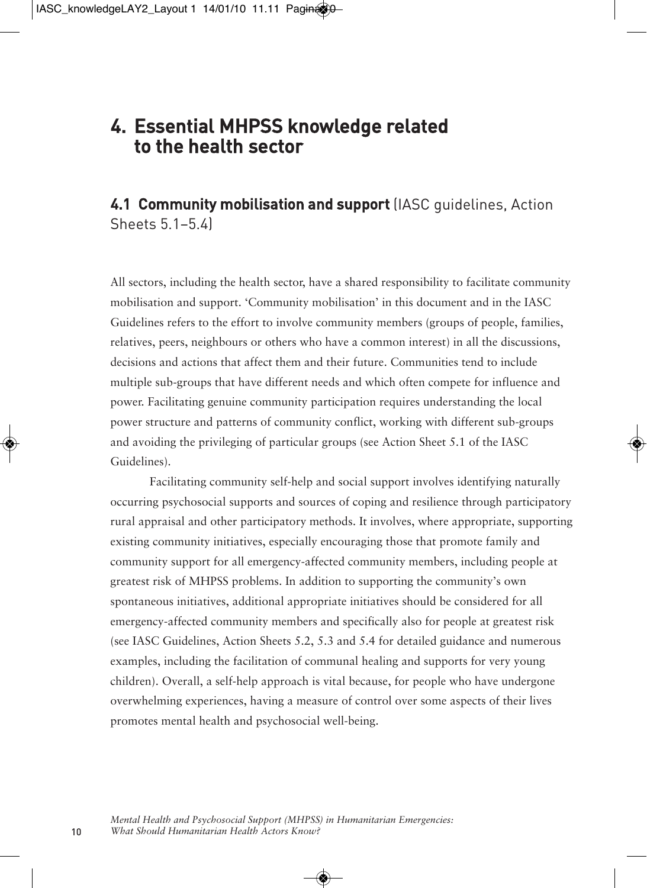# 4. Essential MHPSS knowledge related to the health sector

## 4.1 Community mobilisation and support (IASC guidelines, Action Sheets 5.1–5.4)

All sectors, including the health sector, have a shared responsibility to facilitate community mobilisation and support. 'Community mobilisation' in this document and in the IASC Guidelines refers to the effort to involve community members (groups of people, families, relatives, peers, neighbours or others who have a common interest) in all the discussions, decisions and actions that affect them and their future. Communities tend to include multiple sub-groups that have different needs and which often compete for influence and power. Facilitating genuine community participation requires understanding the local power structure and patterns of community conflict, working with different sub-groups and avoiding the privileging of particular groups (see Action Sheet 5.1 of the IASC Guidelines).

Facilitating community self-help and social support involves identifying naturally occurring psychosocial supports and sources of coping and resilience through participatory rural appraisal and other participatory methods. It involves, where appropriate, supporting existing community initiatives, especially encouraging those that promote family and community support for all emergency-affected community members, including people at greatest risk of MHPSS problems. In addition to supporting the community's own spontaneous initiatives, additional appropriate initiatives should be considered for all emergency-affected community members and specifically also for people at greatest risk (see IASC Guidelines, Action Sheets 5.2, 5.3 and 5.4 for detailed guidance and numerous examples, including the facilitation of communal healing and supports for very young children). Overall, a self-help approach is vital because, for people who have undergone overwhelming experiences, having a measure of control over some aspects of their lives promotes mental health and psychosocial well-being.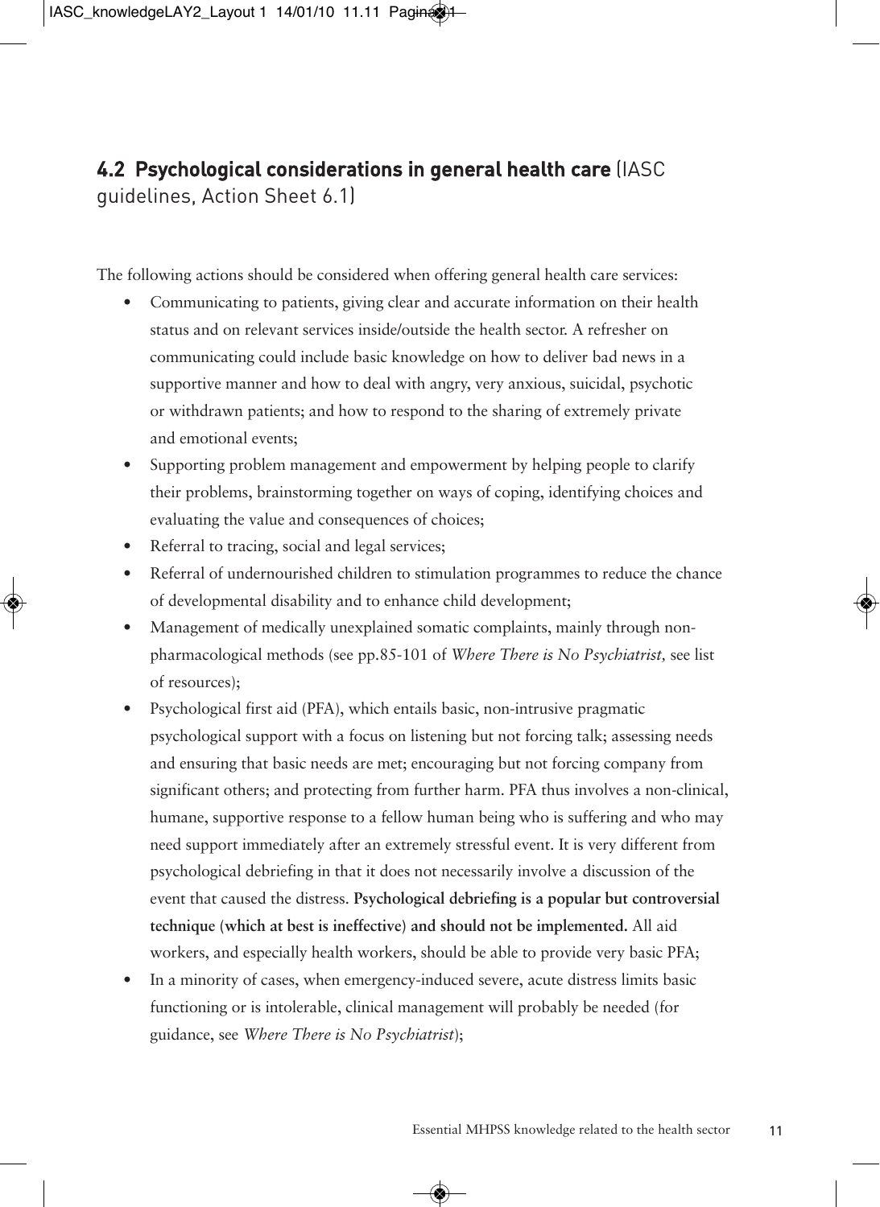## 4.2 Psychological considerations in general health care (IASC guidelines, Action Sheet 6.1)

The following actions should be considered when offering general health care services:

- Communicating to patients, giving clear and accurate information on their health status and on relevant services inside/outside the health sector. A refresher on communicating could include basic knowledge on how to deliver bad news in a supportive manner and how to deal with angry, very anxious, suicidal, psychotic or withdrawn patients; and how to respond to the sharing of extremely private and emotional events;
- Supporting problem management and empowerment by helping people to clarify their problems, brainstorming together on ways of coping, identifying choices and evaluating the value and consequences of choices;
- Referral to tracing, social and legal services;
- Referral of undernourished children to stimulation programmes to reduce the chance of developmental disability and to enhance child development;
- Management of medically unexplained somatic complaints, mainly through non-pharmacological methods (see pp.85-101 of *Where There is No Psychiatrist,* see list of resources);
- Psychological first aid (PFA), which entails basic, non-intrusive pragmatic psychological support with a focus on listening but not forcing talk; assessing needs and ensuring that basic needs are met; encouraging but not forcing company from significant others; and protecting from further harm. PFA thus involves a non-clinical, humane, supportive response to a fellow human being who is suffering and who may need support immediately after an extremely stressful event. It is very different from psychological debriefing in that it does not necessarily involve a discussion of the event that caused the distress. **Psychological debriefing is a popular but controversial technique (which at best is ineffective) and should not be implemented.** All aid workers, and especially health workers, should be able to provide very basic PFA;
- In a minority of cases, when emergency-induced severe, acute distress limits basic functioning or is intolerable, clinical management will probably be needed (for guidance, see *Where There is No Psychiatrist*);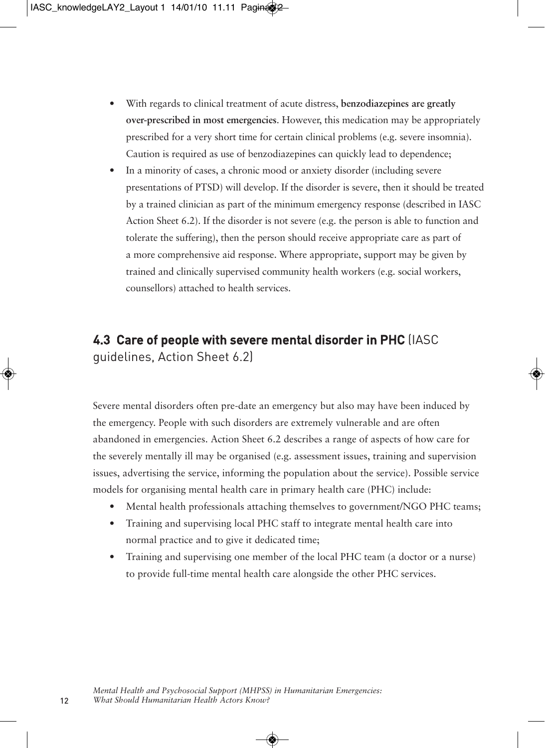- With regards to clinical treatment of acute distress, **benzodiazepines are greatly over-prescribed in most emergencies**. However, this medication may be appropriately prescribed for a very short time for certain clinical problems (e.g. severe insomnia). Caution is required as use of benzodiazepines can quickly lead to dependence;
- In a minority of cases, a chronic mood or anxiety disorder (including severe presentations of PTSD) will develop. If the disorder is severe, then it should be treated by a trained clinician as part of the minimum emergency response (described in IASC Action Sheet 6.2). If the disorder is not severe (e.g. the person is able to function and tolerate the suffering), then the person should receive appropriate care as part of a more comprehensive aid response. Where appropriate, support may be given by trained and clinically supervised community health workers (e.g. social workers, counsellors) attached to health services.

## 4.3 Care of people with severe mental disorder in PHC (IASC guidelines, Action Sheet 6.2)

Severe mental disorders often pre-date an emergency but also may have been induced by the emergency. People with such disorders are extremely vulnerable and are often abandoned in emergencies. Action Sheet 6.2 describes a range of aspects of how care for the severely mentally ill may be organised (e.g. assessment issues, training and supervision issues, advertising the service, informing the population about the service). Possible service models for organising mental health care in primary health care (PHC) include:

- Mental health professionals attaching themselves to government/NGO PHC teams;
- Training and supervising local PHC staff to integrate mental health care into normal practice and to give it dedicated time;
- Training and supervising one member of the local PHC team (a doctor or a nurse) to provide full-time mental health care alongside the other PHC services.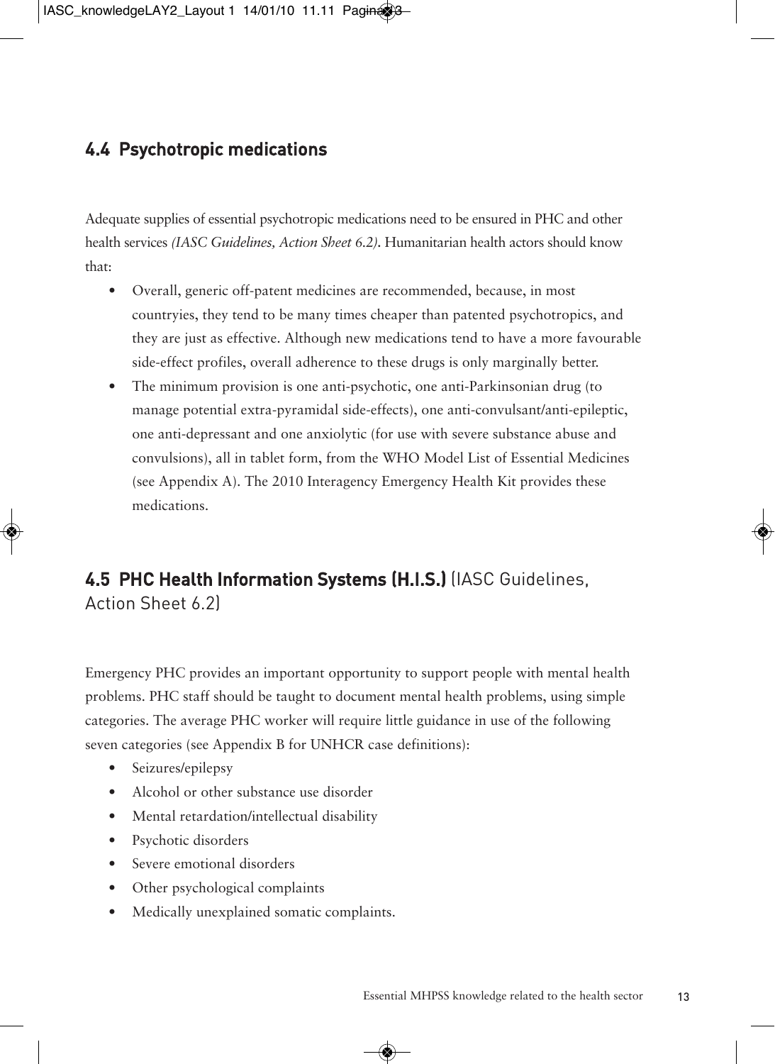## 4.4 Psychotropic medications

Adequate supplies of essential psychotropic medications need to be ensured in PHC and other health services *(IASC Guidelines, Action Sheet 6.2)*. Humanitarian health actors should know that:

- Overall, generic off-patent medicines are recommended, because, in most countryies, they tend to be many times cheaper than patented psychotropics, and they are just as effective. Although new medications tend to have a more favourable side-effect profiles, overall adherence to these drugs is only marginally better.
- The minimum provision is one anti-psychotic, one anti-Parkinsonian drug (to manage potential extra-pyramidal side-effects), one anti-convulsant/anti-epileptic, one anti-depressant and one anxiolytic (for use with severe substance abuse and convulsions), all in tablet form, from the WHO Model List of Essential Medicines (see Appendix A). The 2010 Interagency Emergency Health Kit provides these medications.

## 4.5 PHC Health Information Systems (H.I.S.) (IASC Guidelines, Action Sheet 6.2)

Emergency PHC provides an important opportunity to support people with mental health problems. PHC staff should be taught to document mental health problems, using simple categories. The average PHC worker will require little guidance in use of the following seven categories (see Appendix B for UNHCR case definitions):

- Seizures/epilepsy
- Alcohol or other substance use disorder
- Mental retardation/intellectual disability
- Psychotic disorders
- Severe emotional disorders
- Other psychological complaints
- Medically unexplained somatic complaints.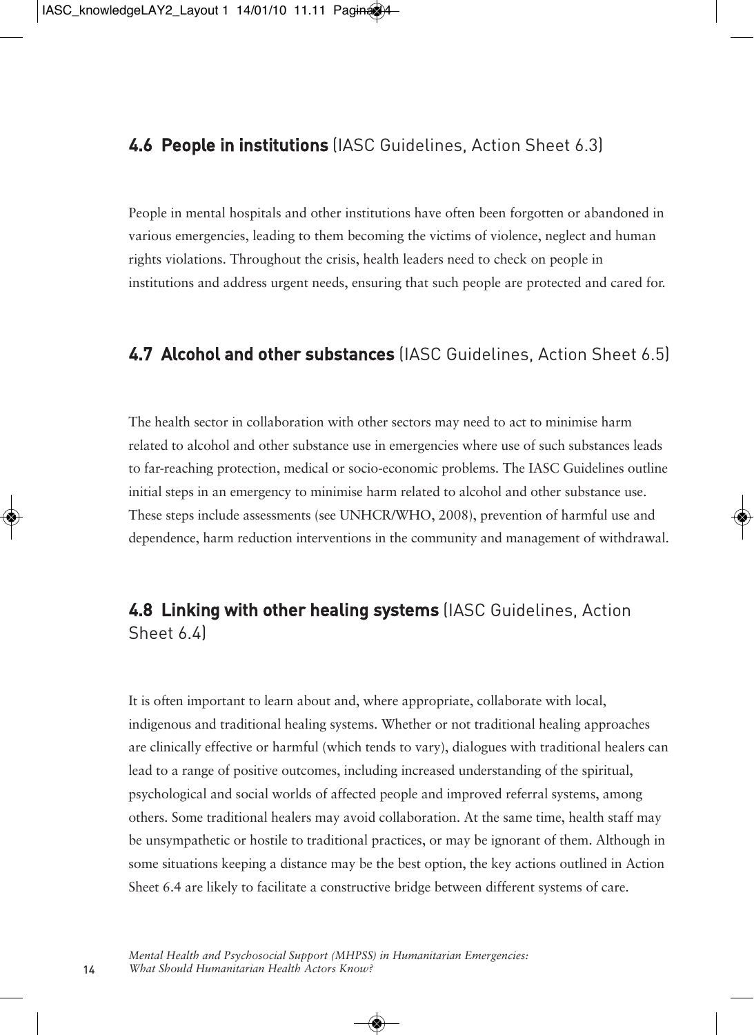## 4.6 People in institutions (IASC Guidelines, Action Sheet 6.3)

People in mental hospitals and other institutions have often been forgotten or abandoned in various emergencies, leading to them becoming the victims of violence, neglect and human rights violations. Throughout the crisis, health leaders need to check on people in institutions and address urgent needs, ensuring that such people are protected and cared for.

## 4.7 Alcohol and other substances (IASC Guidelines, Action Sheet 6.5)

The health sector in collaboration with other sectors may need to act to minimise harm related to alcohol and other substance use in emergencies where use of such substances leads to far-reaching protection, medical or socio-economic problems. The IASC Guidelines outline initial steps in an emergency to minimise harm related to alcohol and other substance use. These steps include assessments (see UNHCR/WHO, 2008), prevention of harmful use and dependence, harm reduction interventions in the community and management of withdrawal.

## 4.8 Linking with other healing systems (IASC Guidelines, Action Sheet 6.4)

It is often important to learn about and, where appropriate, collaborate with local, indigenous and traditional healing systems. Whether or not traditional healing approaches are clinically effective or harmful (which tends to vary), dialogues with traditional healers can lead to a range of positive outcomes, including increased understanding of the spiritual, psychological and social worlds of affected people and improved referral systems, among others. Some traditional healers may avoid collaboration. At the same time, health staff may be unsympathetic or hostile to traditional practices, or may be ignorant of them. Although in some situations keeping a distance may be the best option, the key actions outlined in Action Sheet 6.4 are likely to facilitate a constructive bridge between different systems of care.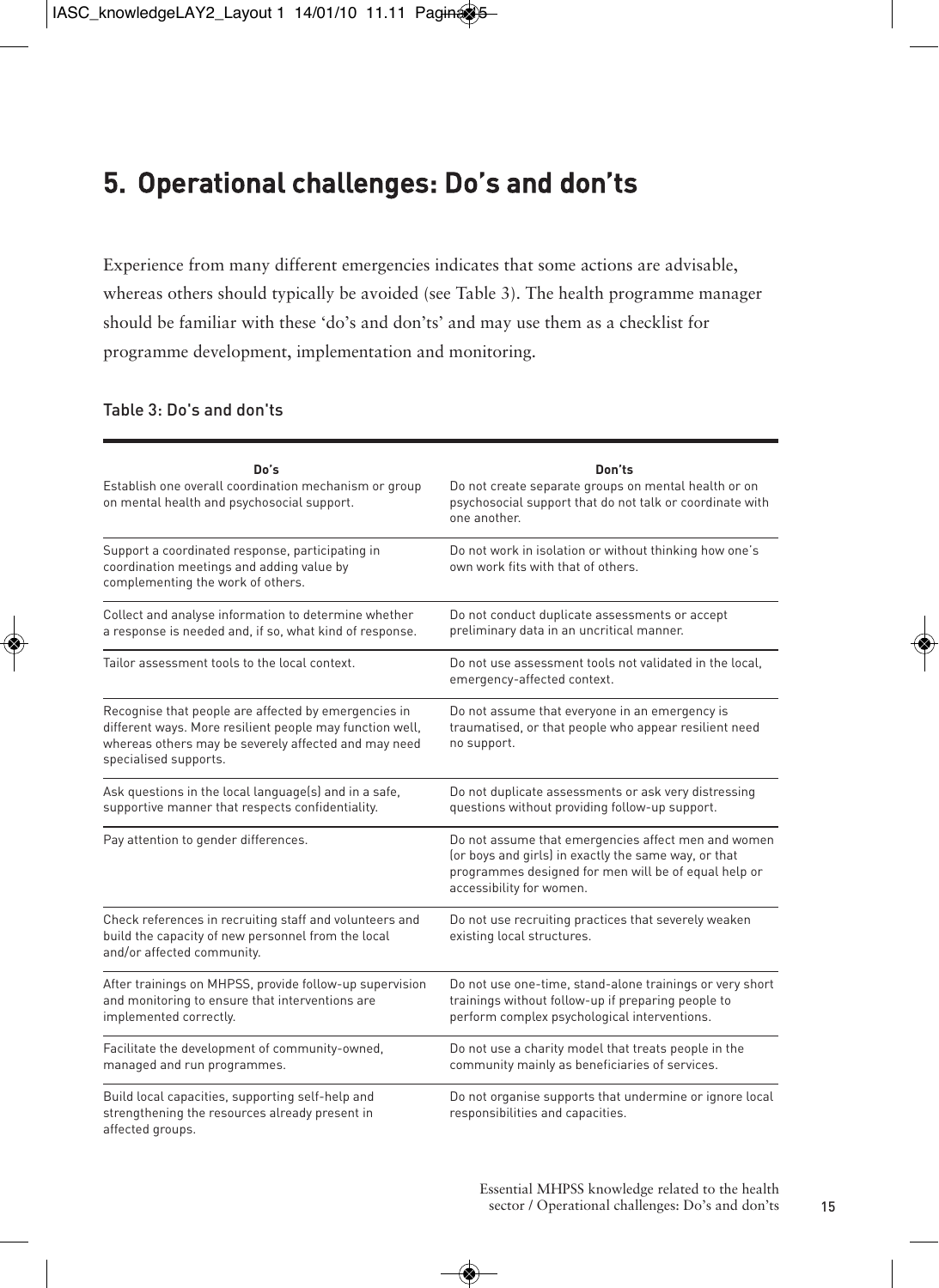## 5. Operational challenges: Do's and don'ts

Experience from many different emergencies indicates that some actions are advisable, whereas others should typically be avoided (see Table 3). The health programme manager should be familiar with these 'do's and don'ts' and may use them as a checklist for programme development, implementation and monitoring.

Table 3: Do's and don'ts

| Do's | Don'ts |
|---|---|
| Establish one overall coordination mechanism or group on mental health and psychosocial support. | Do not create separate groups on mental health or on psychosocial support that do not talk or coordinate with one another. |
| Support a coordinated response, participating in coordination meetings and adding value by complementing the work of others. | Do not work in isolation or without thinking how one's own work fits with that of others. |
| Collect and analyse information to determine whether a response is needed and, if so, what kind of response. | Do not conduct duplicate assessments or accept preliminary data in an uncritical manner. |
| Tailor assessment tools to the local context. | Do not use assessment tools not validated in the local, emergency-affected context. |
| Recognise that people are affected by emergencies in different ways. More resilient people may function well, whereas others may be severely affected and may need specialised supports. | Do not assume that everyone in an emergency is traumatised, or that people who appear resilient need no support. |
| Ask questions in the local language(s) and in a safe, supportive manner that respects confidentiality. | Do not duplicate assessments or ask very distressing questions without providing follow-up support. |
| Pay attention to gender differences. | Do not assume that emergencies affect men and women (or boys and girls) in exactly the same way, or that programmes designed for men will be of equal help or accessibility for women. |
| Check references in recruiting staff and volunteers and build the capacity of new personnel from the local and/or affected community. | Do not use recruiting practices that severely weaken existing local structures. |
| After trainings on MHPSS, provide follow-up supervision and monitoring to ensure that interventions are implemented correctly. | Do not use one-time, stand-alone trainings or very short trainings without follow-up if preparing people to perform complex psychological interventions. |
| Facilitate the development of community-owned, managed and run programmes. | Do not use a charity model that treats people in the community mainly as beneficiaries of services. |
| Build local capacities, supporting self-help and strengthening the resources already present in affected groups. | Do not organise supports that undermine or ignore local responsibilities and capacities. |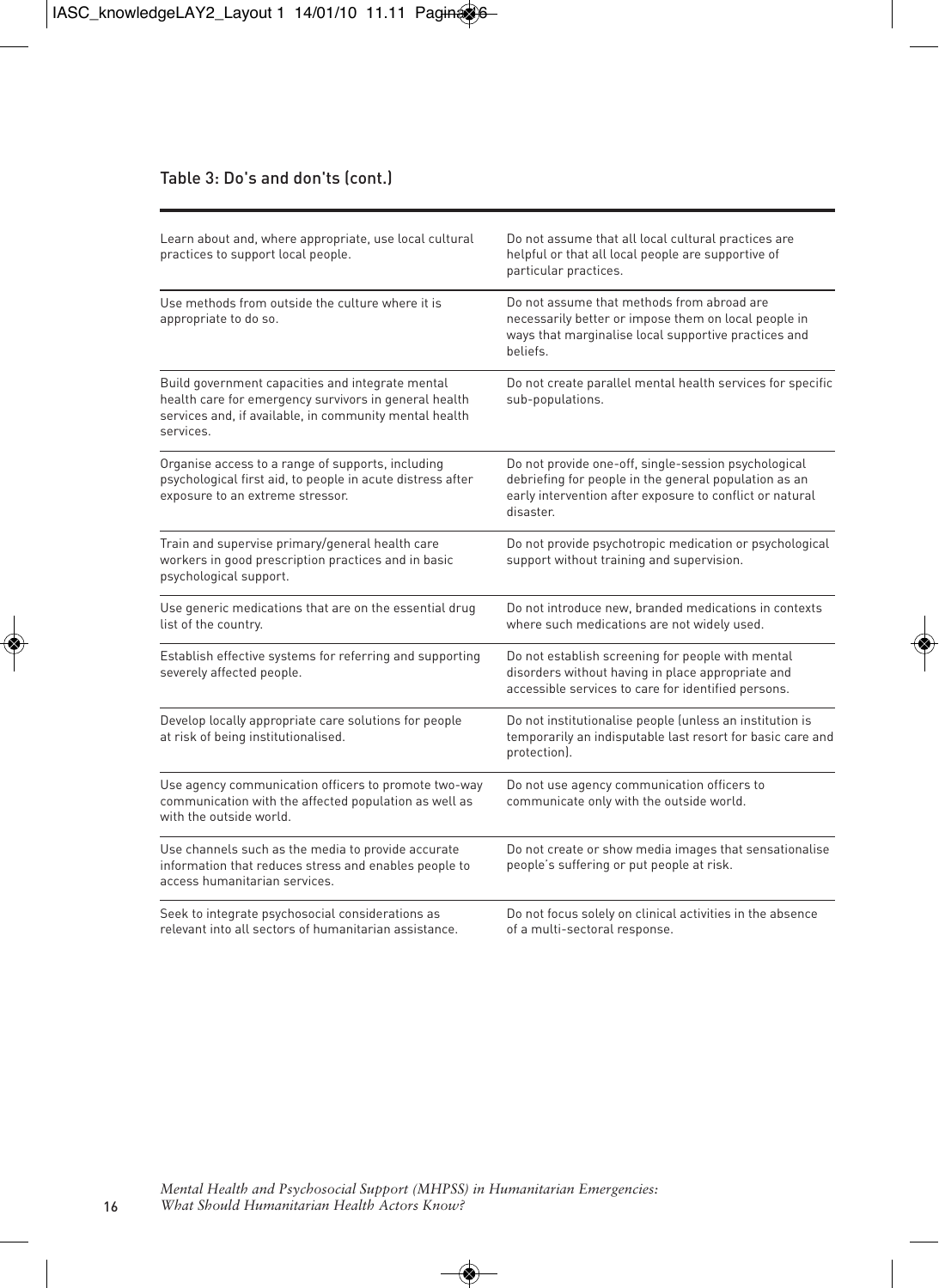### Table 3: Do's and don'ts (cont.)

| | |
|---|---|
| Learn about and, where appropriate, use local cultural practices to support local people. | Do not assume that all local cultural practices are helpful or that all local people are supportive of particular practices. |
| Use methods from outside the culture where it is appropriate to do so. | Do not assume that methods from abroad are necessarily better or impose them on local people in ways that marginalise local supportive practices and beliefs. |
| Build government capacities and integrate mental health care for emergency survivors in general health services and, if available, in community mental health services. | Do not create parallel mental health services for specific sub-populations. |
| Organise access to a range of supports, including psychological first aid, to people in acute distress after exposure to an extreme stressor. | Do not provide one-off, single-session psychological debriefing for people in the general population as an early intervention after exposure to conflict or natural disaster. |
| Train and supervise primary/general health care workers in good prescription practices and in basic psychological support. | Do not provide psychotropic medication or psychological support without training and supervision. |
| Use generic medications that are on the essential drug list of the country. | Do not introduce new, branded medications in contexts where such medications are not widely used. |
| Establish effective systems for referring and supporting severely affected people. | Do not establish screening for people with mental disorders without having in place appropriate and accessible services to care for identified persons. |
| Develop locally appropriate care solutions for people at risk of being institutionalised. | Do not institutionalise people (unless an institution is temporarily an indisputable last resort for basic care and protection). |
| Use agency communication officers to promote two-way communication with the affected population as well as with the outside world. | Do not use agency communication officers to communicate only with the outside world. |
| Use channels such as the media to provide accurate information that reduces stress and enables people to access humanitarian services. | Do not create or show media images that sensationalise people's suffering or put people at risk. |
| Seek to integrate psychosocial considerations as relevant into all sectors of humanitarian assistance. | Do not focus solely on clinical activities in the absence of a multi-sectoral response. |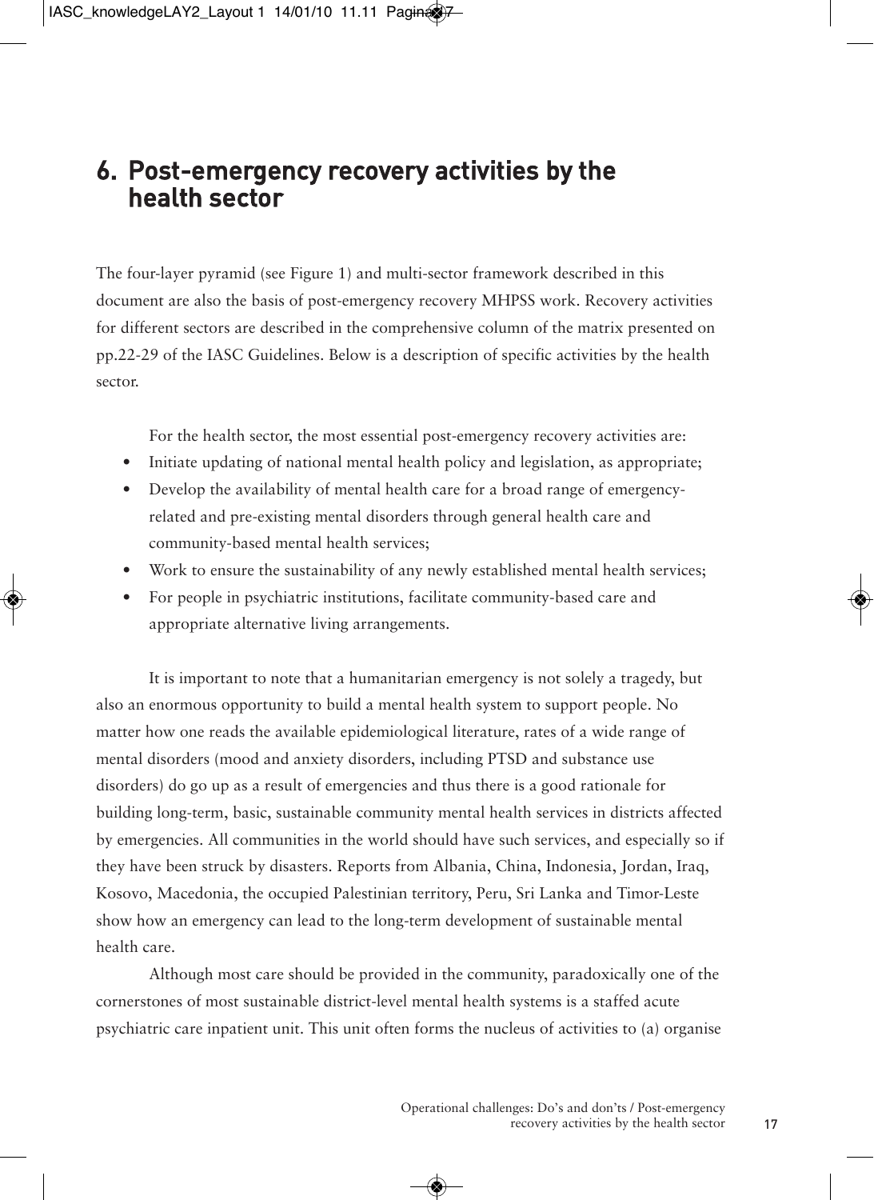# 6. Post-emergency recovery activities by the health sector

The four-layer pyramid (see Figure 1) and multi-sector framework described in this document are also the basis of post-emergency recovery MHPSS work. Recovery activities for different sectors are described in the comprehensive column of the matrix presented on pp.22-29 of the IASC Guidelines. Below is a description of specific activities by the health sector.

For the health sector, the most essential post-emergency recovery activities are:

- Initiate updating of national mental health policy and legislation, as appropriate;
- Develop the availability of mental health care for a broad range of emergency-related and pre-existing mental disorders through general health care and community-based mental health services;
- Work to ensure the sustainability of any newly established mental health services;
- For people in psychiatric institutions, facilitate community-based care and appropriate alternative living arrangements.

It is important to note that a humanitarian emergency is not solely a tragedy, but also an enormous opportunity to build a mental health system to support people. No matter how one reads the available epidemiological literature, rates of a wide range of mental disorders (mood and anxiety disorders, including PTSD and substance use disorders) do go up as a result of emergencies and thus there is a good rationale for building long-term, basic, sustainable community mental health services in districts affected by emergencies. All communities in the world should have such services, and especially so if they have been struck by disasters. Reports from Albania, China, Indonesia, Jordan, Iraq, Kosovo, Macedonia, the occupied Palestinian territory, Peru, Sri Lanka and Timor-Leste show how an emergency can lead to the long-term development of sustainable mental health care.

Although most care should be provided in the community, paradoxically one of the cornerstones of most sustainable district-level mental health systems is a staffed acute psychiatric care inpatient unit. This unit often forms the nucleus of activities to (a) organise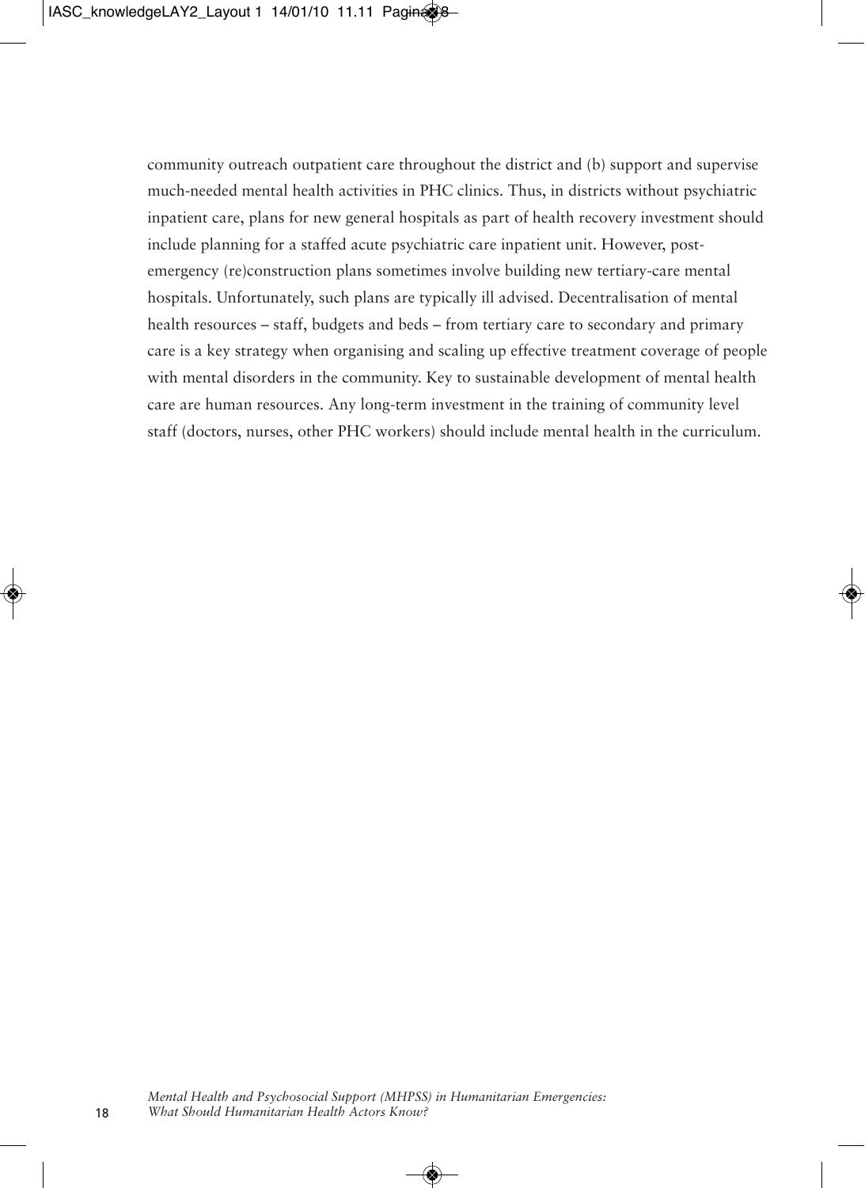community outreach outpatient care throughout the district and (b) support and supervise much-needed mental health activities in PHC clinics. Thus, in districts without psychiatric inpatient care, plans for new general hospitals as part of health recovery investment should include planning for a staffed acute psychiatric care inpatient unit. However, post-emergency (re)construction plans sometimes involve building new tertiary-care mental hospitals. Unfortunately, such plans are typically ill advised. Decentralisation of mental health resources – staff, budgets and beds – from tertiary care to secondary and primary care is a key strategy when organising and scaling up effective treatment coverage of people with mental disorders in the community. Key to sustainable development of mental health care are human resources. Any long-term investment in the training of community level staff (doctors, nurses, other PHC workers) should include mental health in the curriculum.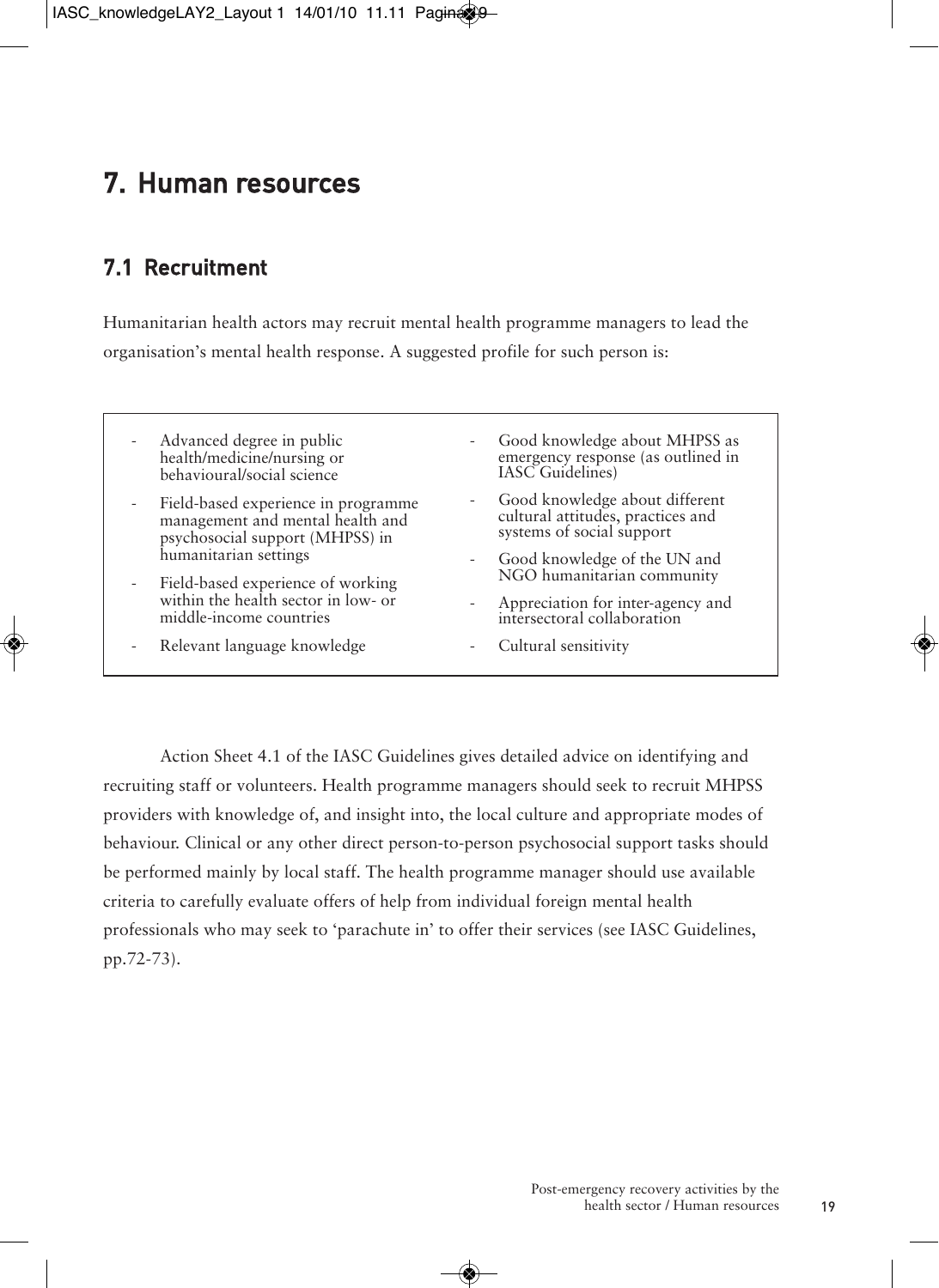# 7. Human resources

## 7.1 Recruitment

Humanitarian health actors may recruit mental health programme managers to lead the organisation's mental health response. A suggested profile for such person is:

- Advanced degree in public health/medicine/nursing or behavioural/social science
- Field-based experience in programme management and mental health and psychosocial support (MHPSS) in humanitarian settings
- Field-based experience of working within the health sector in low- or middle-income countries
- Relevant language knowledge
- Good knowledge about MHPSS as emergency response (as outlined in IASC Guidelines)
- Good knowledge about different cultural attitudes, practices and systems of social support
- Good knowledge of the UN and NGO humanitarian community
- Appreciation for inter-agency and intersectoral collaboration
- Cultural sensitivity

Action Sheet 4.1 of the IASC Guidelines gives detailed advice on identifying and recruiting staff or volunteers. Health programme managers should seek to recruit MHPSS providers with knowledge of, and insight into, the local culture and appropriate modes of behaviour. Clinical or any other direct person-to-person psychosocial support tasks should be performed mainly by local staff. The health programme manager should use available criteria to carefully evaluate offers of help from individual foreign mental health professionals who may seek to 'parachute in' to offer their services (see IASC Guidelines, pp.72-73).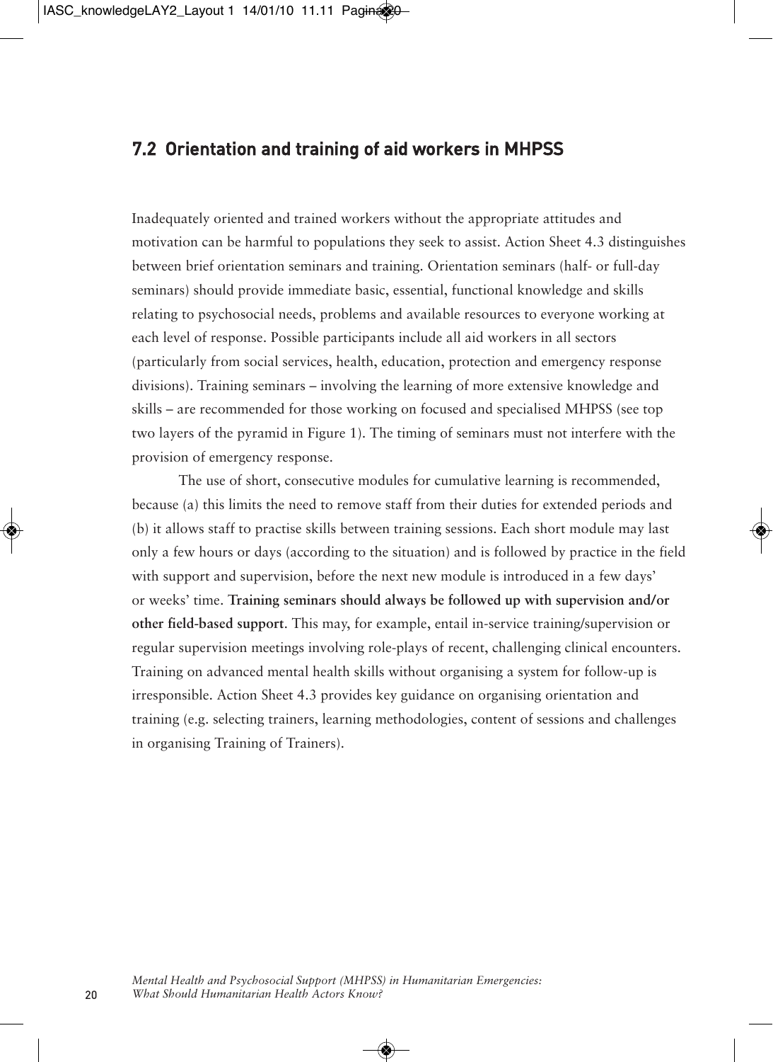## 7.2 Orientation and training of aid workers in MHPSS

Inadequately oriented and trained workers without the appropriate attitudes and motivation can be harmful to populations they seek to assist. Action Sheet 4.3 distinguishes between brief orientation seminars and training. Orientation seminars (half- or full-day seminars) should provide immediate basic, essential, functional knowledge and skills relating to psychosocial needs, problems and available resources to everyone working at each level of response. Possible participants include all aid workers in all sectors (particularly from social services, health, education, protection and emergency response divisions). Training seminars – involving the learning of more extensive knowledge and skills – are recommended for those working on focused and specialised MHPSS (see top two layers of the pyramid in Figure 1). The timing of seminars must not interfere with the provision of emergency response.

The use of short, consecutive modules for cumulative learning is recommended, because (a) this limits the need to remove staff from their duties for extended periods and (b) it allows staff to practise skills between training sessions. Each short module may last only a few hours or days (according to the situation) and is followed by practice in the field with support and supervision, before the next new module is introduced in a few days' or weeks' time. **Training seminars should always be followed up with supervision and/or other field-based support**. This may, for example, entail in-service training/supervision or regular supervision meetings involving role-plays of recent, challenging clinical encounters. Training on advanced mental health skills without organising a system for follow-up is irresponsible. Action Sheet 4.3 provides key guidance on organising orientation and training (e.g. selecting trainers, learning methodologies, content of sessions and challenges in organising Training of Trainers).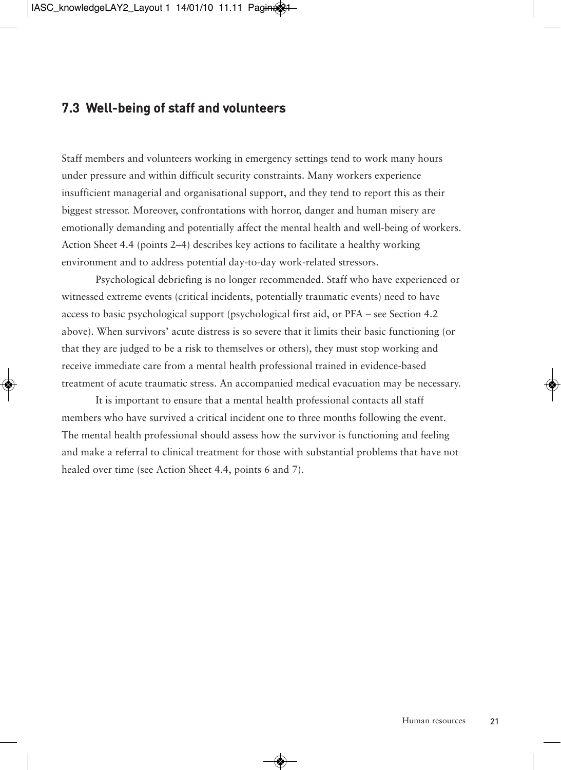## 7.3 Well-being of staff and volunteers

Staff members and volunteers working in emergency settings tend to work many hours under pressure and within difficult security constraints. Many workers experience insufficient managerial and organisational support, and they tend to report this as their biggest stressor. Moreover, confrontations with horror, danger and human misery are emotionally demanding and potentially affect the mental health and well-being of workers. Action Sheet 4.4 (points 2–4) describes key actions to facilitate a healthy working environment and to address potential day-to-day work-related stressors.

Psychological debriefing is no longer recommended. Staff who have experienced or witnessed extreme events (critical incidents, potentially traumatic events) need to have access to basic psychological support (psychological first aid, or PFA – see Section 4.2 above). When survivors' acute distress is so severe that it limits their basic functioning (or that they are judged to be a risk to themselves or others), they must stop working and receive immediate care from a mental health professional trained in evidence-based treatment of acute traumatic stress. An accompanied medical evacuation may be necessary.

It is important to ensure that a mental health professional contacts all staff members who have survived a critical incident one to three months following the event. The mental health professional should assess how the survivor is functioning and feeling and make a referral to clinical treatment for those with substantial problems that have not healed over time (see Action Sheet 4.4, points 6 and 7).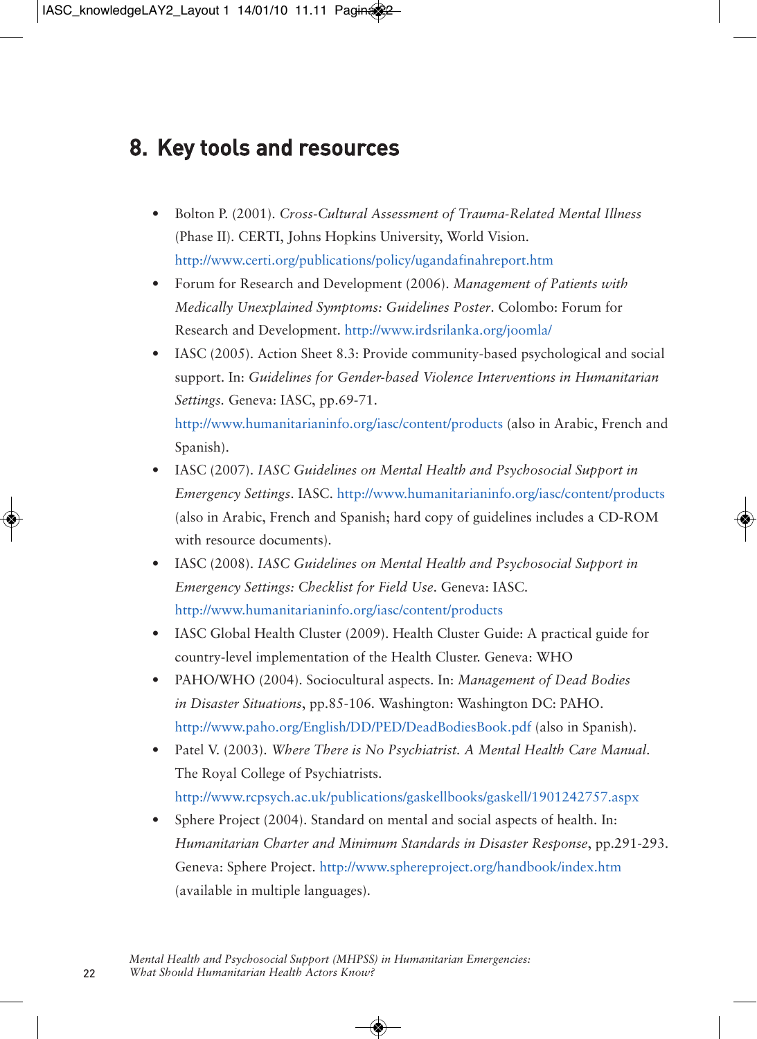# 8. Key tools and resources

- Bolton P. (2001). *Cross-Cultural Assessment of Trauma-Related Mental Illness* (Phase II). CERTI, Johns Hopkins University, World Vision. http://www.certi.org/publications/policy/ugandafinahreport.htm
- Forum for Research and Development (2006). *Management of Patients with Medically Unexplained Symptoms: Guidelines Poster*. Colombo: Forum for Research and Development. http://www.irdsrilanka.org/joomla/
- IASC (2005). Action Sheet 8.3: Provide community-based psychological and social support. In: *Guidelines for Gender-based Violence Interventions in Humanitarian Settings.* Geneva: IASC, pp.69-71. http://www.humanitarianinfo.org/iasc/content/products (also in Arabic, French and Spanish).
- IASC (2007). *IASC Guidelines on Mental Health and Psychosocial Support in Emergency Settings*. IASC. http://www.humanitarianinfo.org/iasc/content/products (also in Arabic, French and Spanish; hard copy of guidelines includes a CD-ROM with resource documents).
- IASC (2008). *IASC Guidelines on Mental Health and Psychosocial Support in Emergency Settings: Checklist for Field Use*. Geneva: IASC. http://www.humanitarianinfo.org/iasc/content/products
- IASC Global Health Cluster (2009). Health Cluster Guide: A practical guide for country-level implementation of the Health Cluster. Geneva: WHO
- PAHO/WHO (2004). Sociocultural aspects. In: *Management of Dead Bodies in Disaster Situations*, pp.85-106. Washington: Washington DC: PAHO. http://www.paho.org/English/DD/PED/DeadBodiesBook.pdf (also in Spanish).
- Patel V. (2003). *Where There is No Psychiatrist. A Mental Health Care Manual*. The Royal College of Psychiatrists. http://www.rcpsych.ac.uk/publications/gaskellbooks/gaskell/1901242757.aspx
- Sphere Project (2004). Standard on mental and social aspects of health. In: *Humanitarian Charter and Minimum Standards in Disaster Response*, pp.291-293. Geneva: Sphere Project. http://www.sphereproject.org/handbook/index.htm (available in multiple languages).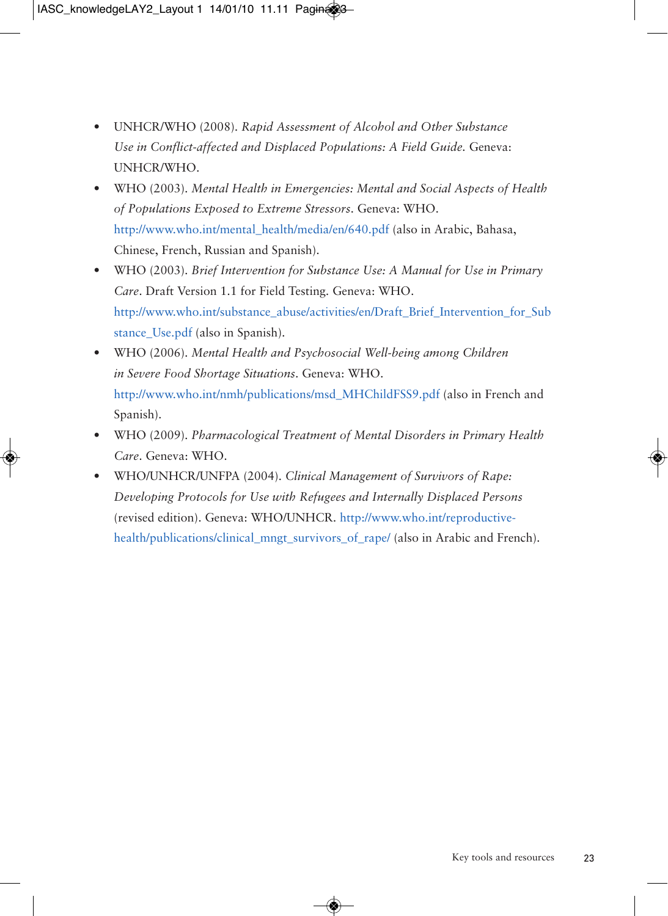- UNHCR/WHO (2008). *Rapid Assessment of Alcohol and Other Substance Use in Conflict-affected and Displaced Populations: A Field Guide.* Geneva: UNHCR/WHO.
- WHO (2003). *Mental Health in Emergencies: Mental and Social Aspects of Health of Populations Exposed to Extreme Stressors*. Geneva: WHO. http://www.who.int/mental_health/media/en/640.pdf (also in Arabic, Bahasa, Chinese, French, Russian and Spanish).
- WHO (2003). *Brief Intervention for Substance Use: A Manual for Use in Primary Care*. Draft Version 1.1 for Field Testing. Geneva: WHO. http://www.who.int/substance_abuse/activities/en/Draft_Brief_Intervention_for_Substance_Use.pdf (also in Spanish).
- WHO (2006). *Mental Health and Psychosocial Well-being among Children in Severe Food Shortage Situations*. Geneva: WHO. http://www.who.int/nmh/publications/msd_MHChildFSS9.pdf (also in French and Spanish).
- WHO (2009). *Pharmacological Treatment of Mental Disorders in Primary Health Care*. Geneva: WHO.
- WHO/UNHCR/UNFPA (2004). *Clinical Management of Survivors of Rape: Developing Protocols for Use with Refugees and Internally Displaced Persons* (revised edition). Geneva: WHO/UNHCR. http://www.who.int/reproductive-health/publications/clinical_mngt_survivors_of_rape/ (also in Arabic and French).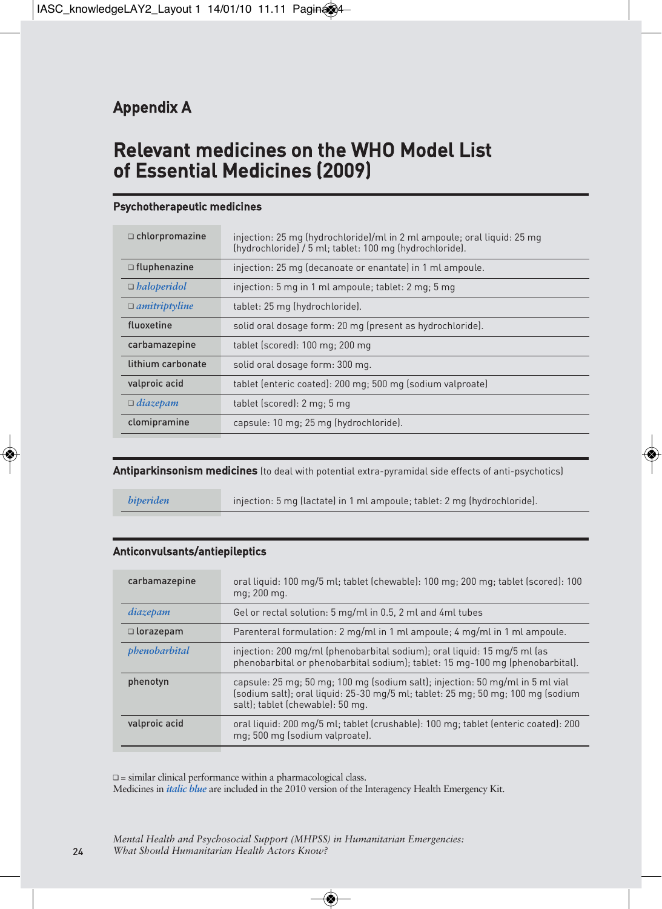## Appendix A

# Relevant medicines on the WHO Model List of Essential Medicines (2009)

### Psychotherapeutic medicines

| Medicine | Formulation |
|---|---|
| ❑ chlorpromazine | injection: 25 mg (hydrochloride)/ml in 2 ml ampoule; oral liquid: 25 mg (hydrochloride) / 5 ml; tablet: 100 mg (hydrochloride). |
| ❑ fluphenazine | injection: 25 mg (decanoate or enantate) in 1 ml ampoule. |
| ❑ *haloperidol* | injection: 5 mg in 1 ml ampoule; tablet: 2 mg; 5 mg |
| ❑ *amitriptyline* | tablet: 25 mg (hydrochloride). |
| fluoxetine | solid oral dosage form: 20 mg (present as hydrochloride). |
| carbamazepine | tablet (scored): 100 mg; 200 mg |
| lithium carbonate | solid oral dosage form: 300 mg. |
| valproic acid | tablet (enteric coated): 200 mg; 500 mg (sodium valproate) |
| ❑ *diazepam* | tablet (scored): 2 mg; 5 mg |
| clomipramine | capsule: 10 mg; 25 mg (hydrochloride). |

### Antiparkinsonism medicines (to deal with potential extra-pyramidal side effects of anti-psychotics)

| Medicine | Formulation |
|---|---|
| *biperiden* | injection: 5 mg (lactate) in 1 ml ampoule; tablet: 2 mg (hydrochloride). |

### Anticonvulsants/antiepileptics

| Medicine | Formulation |
|---|---|
| carbamazepine | oral liquid: 100 mg/5 ml; tablet (chewable): 100 mg; 200 mg; tablet (scored): 100 mg; 200 mg. |
| *diazepam* | Gel or rectal solution: 5 mg/ml in 0.5, 2 ml and 4ml tubes |
| ❑ lorazepam | Parenteral formulation: 2 mg/ml in 1 ml ampoule; 4 mg/ml in 1 ml ampoule. |
| *phenobarbital* | injection: 200 mg/ml (phenobarbital sodium); oral liquid: 15 mg/5 ml (as phenobarbital or phenobarbital sodium); tablet: 15 mg-100 mg (phenobarbital). |
| phenotyn | capsule: 25 mg; 50 mg; 100 mg (sodium salt); injection: 50 mg/ml in 5 ml vial (sodium salt); oral liquid: 25-30 mg/5 ml; tablet: 25 mg; 50 mg; 100 mg (sodium salt); tablet (chewable): 50 mg. |
| valproic acid | oral liquid: 200 mg/5 ml; tablet (crushable): 100 mg; tablet (enteric coated): 200 mg; 500 mg (sodium valproate). |

❑ = similar clinical performance within a pharmacological class.
Medicines in *italic blue* are included in the 2010 version of the Interagency Health Emergency Kit.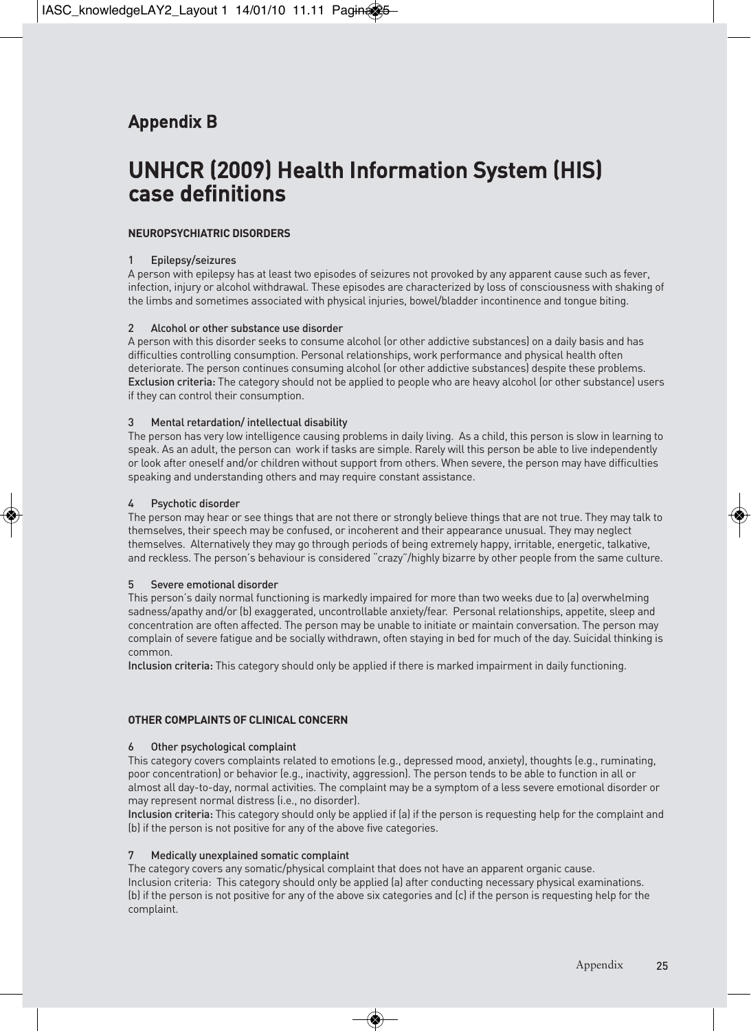## Appendix B

# UNHCR (2009) Health Information System (HIS) case definitions

**NEUROPSYCHIATRIC DISORDERS**

### 1 Epilepsy/seizures

A person with epilepsy has at least two episodes of seizures not provoked by any apparent cause such as fever, infection, injury or alcohol withdrawal. These episodes are characterized by loss of consciousness with shaking of the limbs and sometimes associated with physical injuries, bowel/bladder incontinence and tongue biting.

### 2 Alcohol or other substance use disorder

A person with this disorder seeks to consume alcohol (or other addictive substances) on a daily basis and has difficulties controlling consumption. Personal relationships, work performance and physical health often deteriorate. The person continues consuming alcohol (or other addictive substances) despite these problems.
Exclusion criteria: The category should not be applied to people who are heavy alcohol (or other substance) users if they can control their consumption.

### 3 Mental retardation/ intellectual disability

The person has very low intelligence causing problems in daily living. As a child, this person is slow in learning to speak. As an adult, the person can work if tasks are simple. Rarely will this person be able to live independently or look after oneself and/or children without support from others. When severe, the person may have difficulties speaking and understanding others and may require constant assistance.

### 4 Psychotic disorder

The person may hear or see things that are not there or strongly believe things that are not true. They may talk to themselves, their speech may be confused, or incoherent and their appearance unusual. They may neglect themselves. Alternatively they may go through periods of being extremely happy, irritable, energetic, talkative, and reckless. The person's behaviour is considered "crazy"/highly bizarre by other people from the same culture.

### 5 Severe emotional disorder

This person's daily normal functioning is markedly impaired for more than two weeks due to (a) overwhelming sadness/apathy and/or (b) exaggerated, uncontrollable anxiety/fear. Personal relationships, appetite, sleep and concentration are often affected. The person may be unable to initiate or maintain conversation. The person may complain of severe fatigue and be socially withdrawn, often staying in bed for much of the day. Suicidal thinking is common.
Inclusion criteria: This category should only be applied if there is marked impairment in daily functioning.

**OTHER COMPLAINTS OF CLINICAL CONCERN**

### 6 Other psychological complaint

This category covers complaints related to emotions (e.g., depressed mood, anxiety), thoughts (e.g., ruminating, poor concentration) or behavior (e.g., inactivity, aggression). The person tends to be able to function in all or almost all day-to-day, normal activities. The complaint may be a symptom of a less severe emotional disorder or may represent normal distress (i.e., no disorder).
Inclusion criteria: This category should only be applied if (a) if the person is requesting help for the complaint and (b) if the person is not positive for any of the above five categories.

### 7 Medically unexplained somatic complaint

The category covers any somatic/physical complaint that does not have an apparent organic cause.
Inclusion criteria: This category should only be applied (a) after conducting necessary physical examinations. (b) if the person is not positive for any of the above six categories and (c) if the person is requesting help for the complaint.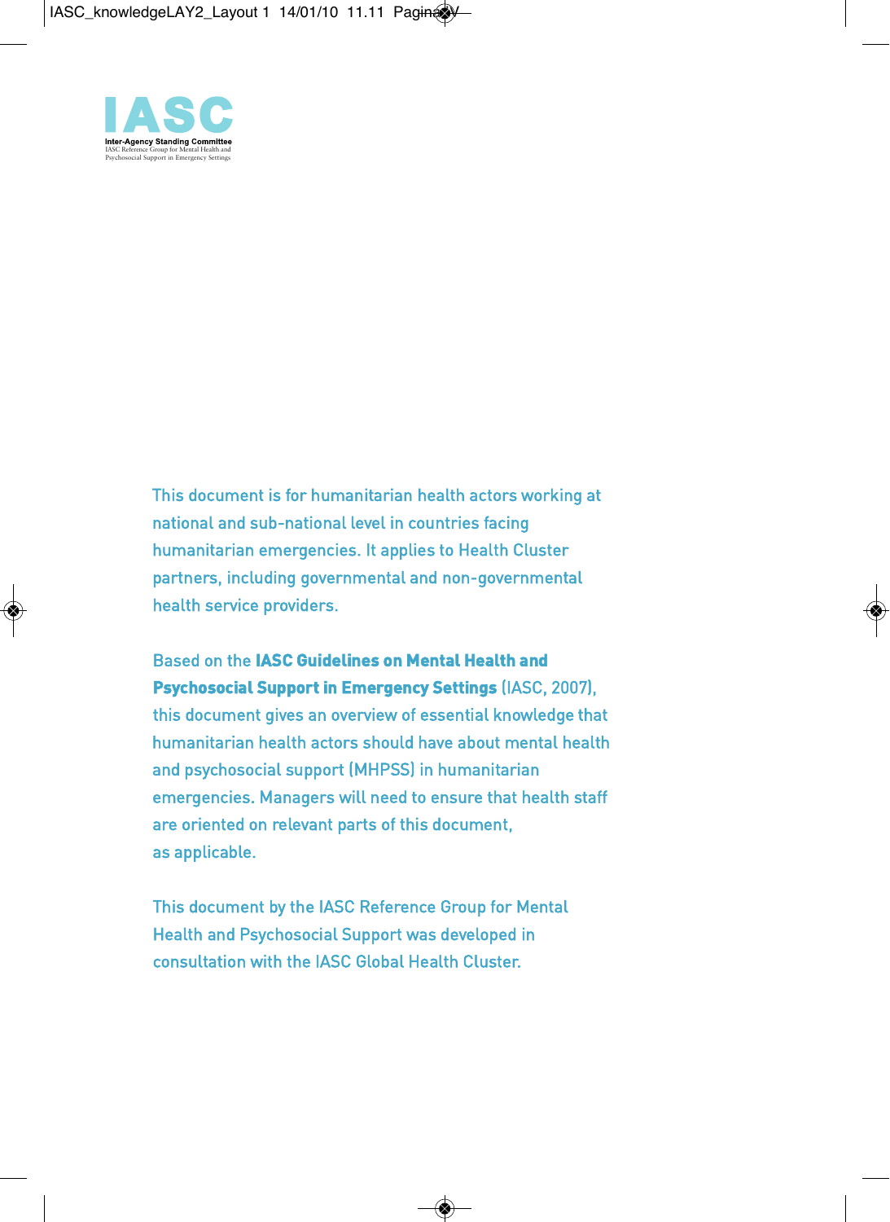**IASC**

**Inter-Agency Standing Committee**
IASC Reference Group for Mental Health and Psychosocial Support in Emergency Settings

This document is for humanitarian health actors working at national and sub-national level in countries facing humanitarian emergencies. It applies to Health Cluster partners, including governmental and non-governmental health service providers.

Based on the **IASC Guidelines on Mental Health and Psychosocial Support in Emergency Settings** (IASC, 2007), this document gives an overview of essential knowledge that humanitarian health actors should have about mental health and psychosocial support (MHPSS) in humanitarian emergencies. Managers will need to ensure that health staff are oriented on relevant parts of this document, as applicable.

This document by the IASC Reference Group for Mental Health and Psychosocial Support was developed in consultation with the IASC Global Health Cluster.